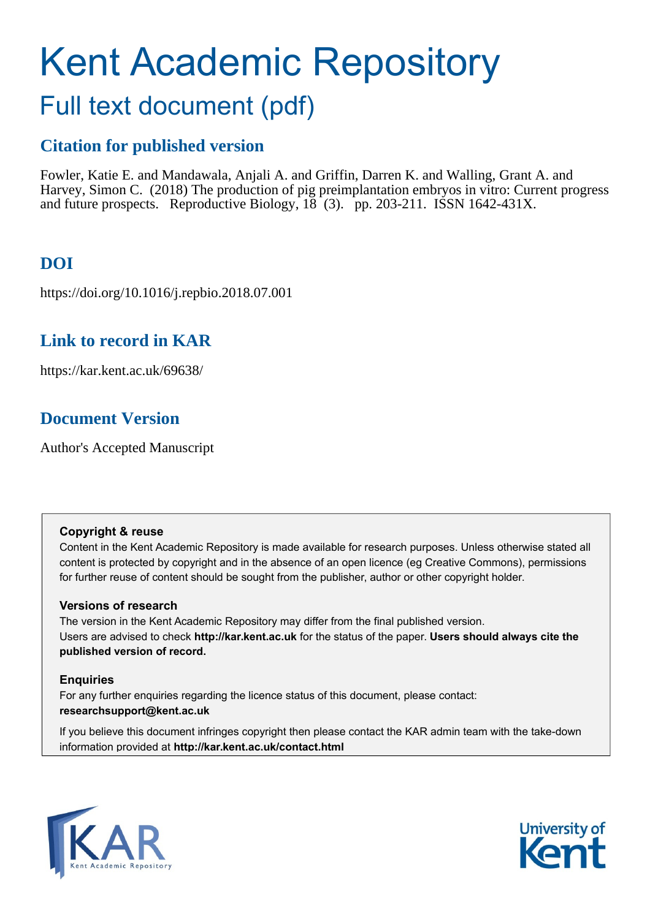# Kent Academic Repository

## Full text document (pdf)

### Citation for published version

Fowler, Katie E. and Mandawala, Anjali A. and Griffin, Darren K. and Walling, Grant A. and Harvey, Simon C. (2018) The production of pig preimplantation embryos in vitro: Current progress and future prospects. Reproductive Biology, 18 (3). pp. 203-211. ISSN 1642-431X.

### DOI

https://doi.org/10.1016/j.repbio.2018.07.001

### Link to record in KAR

https://kar.kent.ac.uk/69638/

### Document Version

Author's Accepted Manuscript

**Copyright & reuse**

Content in the Kent Academic Repository is made available for research purposes. Unless otherwise stated all content is protected by copyright and in the absence of an open licence (eg Creative Commons), permissions for further reuse of content should be sought from the publisher, author or other copyright holder.

**Versions of research**

The version in the Kent Academic Repository may differ from the final published version. Users are advised to check **http://kar.kent.ac.uk** for the status of the paper. **Users should always cite the published version of record.**

**Enquiries**

For any further enquiries regarding the licence status of this document, please contact: **researchsupport@kent.ac.uk**

If you believe this document infringes copyright then please contact the KAR admin team with the take-down information provided at **http://kar.kent.ac.uk/contact.html**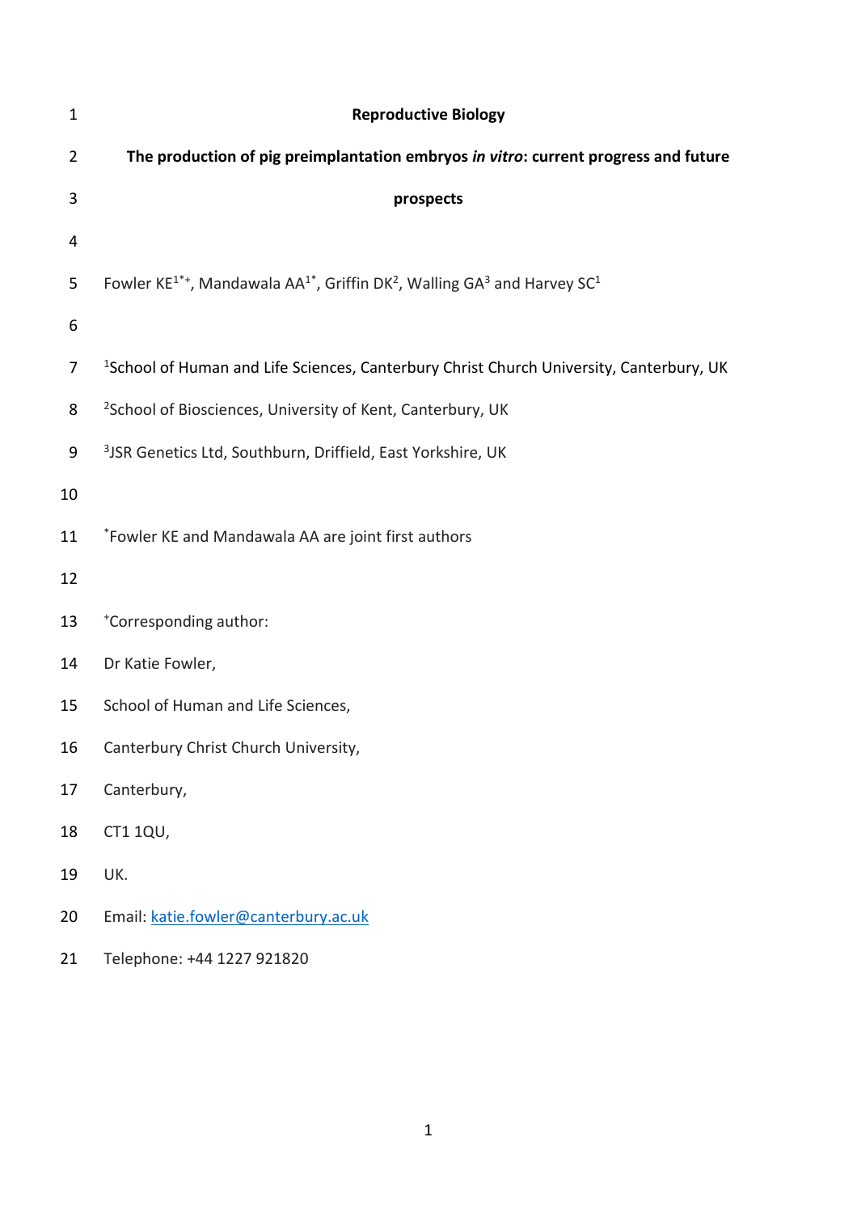**Reproductive Biology**

# The production of pig preimplantation embryos *in vitro*: current progress and future prospects

Fowler KE[1*+], Mandawala AA[1*], Griffin DK[2], Walling GA[3] and Harvey SC[1]

[1]School of Human and Life Sciences, Canterbury Christ Church University, Canterbury, UK

[2]School of Biosciences, University of Kent, Canterbury, UK

[3]JSR Genetics Ltd, Southburn, Driffield, East Yorkshire, UK

[*]Fowler KE and Mandawala AA are joint first authors

[+]Corresponding author:

Dr Katie Fowler,

School of Human and Life Sciences,

Canterbury Christ Church University,

Canterbury,

CT1 1QU,

UK.

Email: katie.fowler@canterbury.ac.uk

Telephone: +44 1227 921820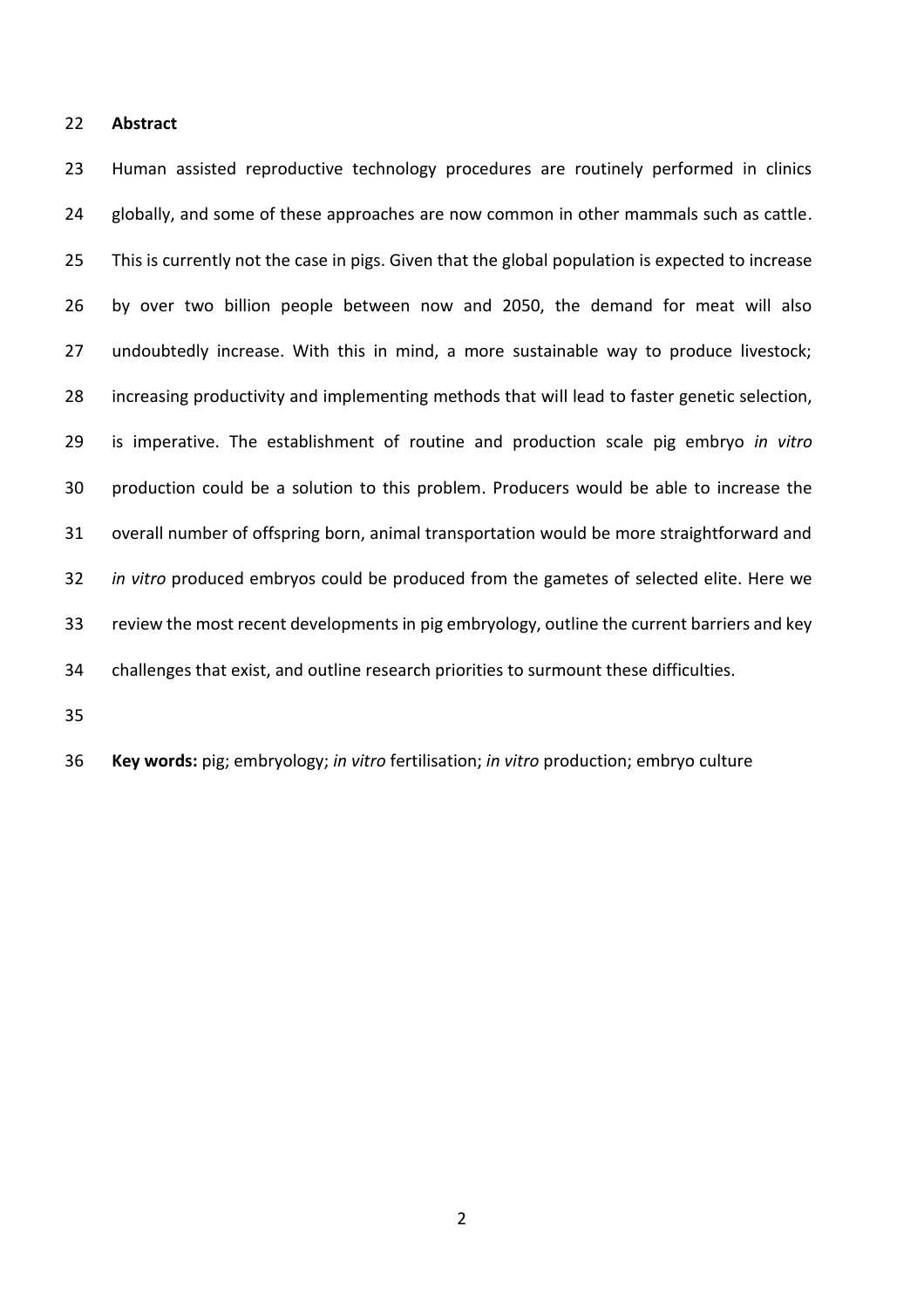## Abstract

Human assisted reproductive technology procedures are routinely performed in clinics globally, and some of these approaches are now common in other mammals such as cattle. This is currently not the case in pigs. Given that the global population is expected to increase by over two billion people between now and 2050, the demand for meat will also undoubtedly increase. With this in mind, a more sustainable way to produce livestock; increasing productivity and implementing methods that will lead to faster genetic selection, is imperative. The establishment of routine and production scale pig embryo *in vitro* production could be a solution to this problem. Producers would be able to increase the overall number of offspring born, animal transportation would be more straightforward and *in vitro* produced embryos could be produced from the gametes of selected elite. Here we review the most recent developments in pig embryology, outline the current barriers and key challenges that exist, and outline research priorities to surmount these difficulties.

**Key words:** pig; embryology; *in vitro* fertilisation; *in vitro* production; embryo culture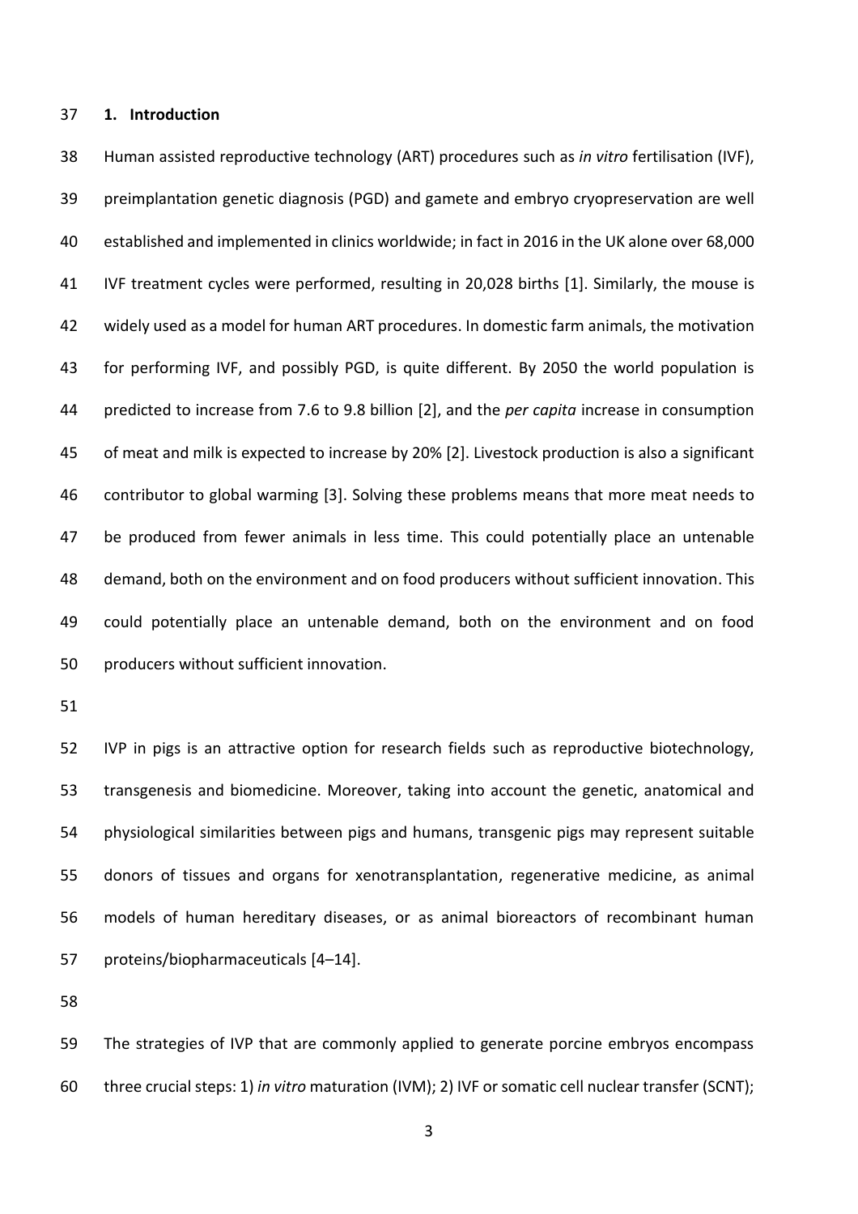## 1. Introduction

Human assisted reproductive technology (ART) procedures such as *in vitro* fertilisation (IVF), preimplantation genetic diagnosis (PGD) and gamete and embryo cryopreservation are well established and implemented in clinics worldwide; in fact in 2016 in the UK alone over 68,000 IVF treatment cycles were performed, resulting in 20,028 births [1]. Similarly, the mouse is widely used as a model for human ART procedures. In domestic farm animals, the motivation for performing IVF, and possibly PGD, is quite different. By 2050 the world population is predicted to increase from 7.6 to 9.8 billion [2], and the *per capita* increase in consumption of meat and milk is expected to increase by 20% [2]. Livestock production is also a significant contributor to global warming [3]. Solving these problems means that more meat needs to be produced from fewer animals in less time. This could potentially place an untenable demand, both on the environment and on food producers without sufficient innovation. This could potentially place an untenable demand, both on the environment and on food producers without sufficient innovation.

IVP in pigs is an attractive option for research fields such as reproductive biotechnology, transgenesis and biomedicine. Moreover, taking into account the genetic, anatomical and physiological similarities between pigs and humans, transgenic pigs may represent suitable donors of tissues and organs for xenotransplantation, regenerative medicine, as animal models of human hereditary diseases, or as animal bioreactors of recombinant human proteins/biopharmaceuticals [4–14].

The strategies of IVP that are commonly applied to generate porcine embryos encompass three crucial steps: 1) *in vitro* maturation (IVM); 2) IVF or somatic cell nuclear transfer (SCNT);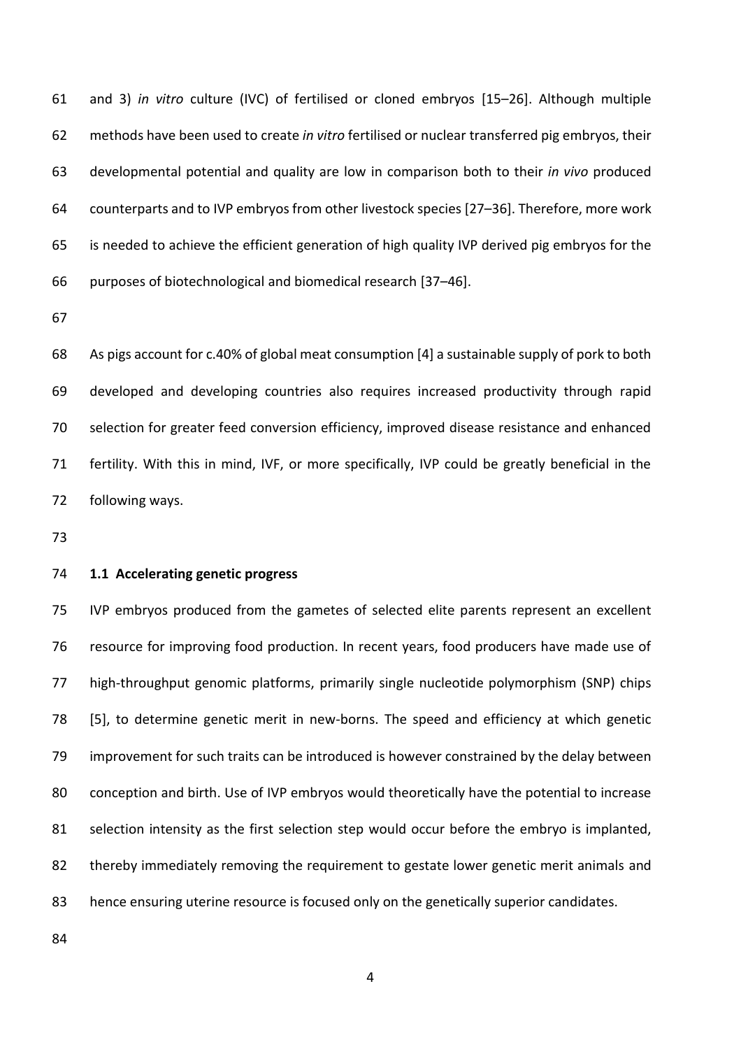and 3) *in vitro* culture (IVC) of fertilised or cloned embryos [15–26]. Although multiple methods have been used to create *in vitro* fertilised or nuclear transferred pig embryos, their developmental potential and quality are low in comparison both to their *in vivo* produced counterparts and to IVP embryos from other livestock species [27–36]. Therefore, more work is needed to achieve the efficient generation of high quality IVP derived pig embryos for the purposes of biotechnological and biomedical research [37–46].

As pigs account for c.40% of global meat consumption [4] a sustainable supply of pork to both developed and developing countries also requires increased productivity through rapid selection for greater feed conversion efficiency, improved disease resistance and enhanced fertility. With this in mind, IVF, or more specifically, IVP could be greatly beneficial in the following ways.

### 1.1 Accelerating genetic progress

IVP embryos produced from the gametes of selected elite parents represent an excellent resource for improving food production. In recent years, food producers have made use of high-throughput genomic platforms, primarily single nucleotide polymorphism (SNP) chips [5], to determine genetic merit in new-borns. The speed and efficiency at which genetic improvement for such traits can be introduced is however constrained by the delay between conception and birth. Use of IVP embryos would theoretically have the potential to increase selection intensity as the first selection step would occur before the embryo is implanted, thereby immediately removing the requirement to gestate lower genetic merit animals and hence ensuring uterine resource is focused only on the genetically superior candidates.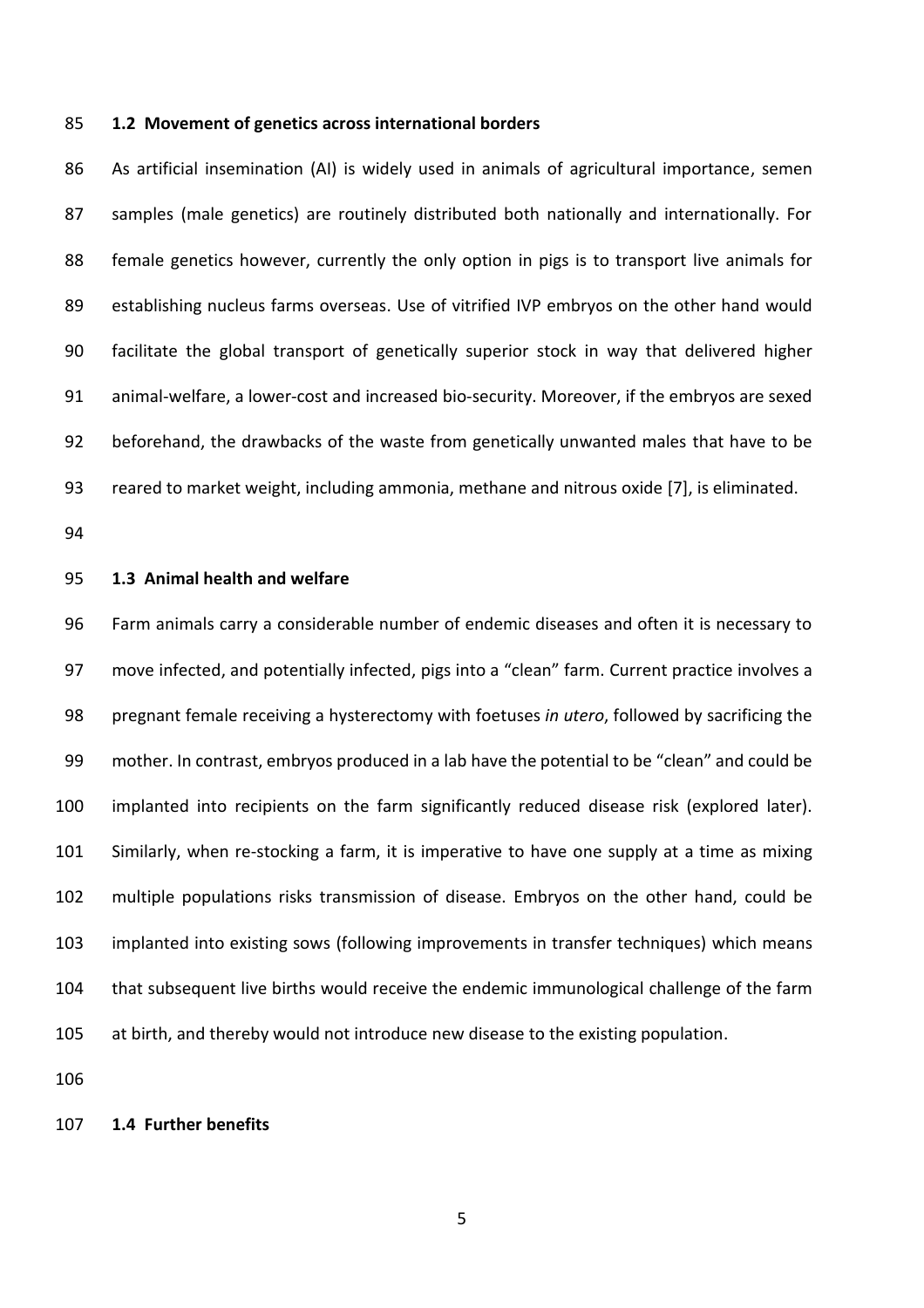## 1.2 Movement of genetics across international borders

As artificial insemination (AI) is widely used in animals of agricultural importance, semen samples (male genetics) are routinely distributed both nationally and internationally. For female genetics however, currently the only option in pigs is to transport live animals for establishing nucleus farms overseas. Use of vitrified IVP embryos on the other hand would facilitate the global transport of genetically superior stock in way that delivered higher animal-welfare, a lower-cost and increased bio-security. Moreover, if the embryos are sexed beforehand, the drawbacks of the waste from genetically unwanted males that have to be reared to market weight, including ammonia, methane and nitrous oxide [7], is eliminated.

## 1.3 Animal health and welfare

Farm animals carry a considerable number of endemic diseases and often it is necessary to move infected, and potentially infected, pigs into a "clean" farm. Current practice involves a pregnant female receiving a hysterectomy with foetuses *in utero*, followed by sacrificing the mother. In contrast, embryos produced in a lab have the potential to be "clean" and could be implanted into recipients on the farm significantly reduced disease risk (explored later). Similarly, when re-stocking a farm, it is imperative to have one supply at a time as mixing multiple populations risks transmission of disease. Embryos on the other hand, could be implanted into existing sows (following improvements in transfer techniques) which means that subsequent live births would receive the endemic immunological challenge of the farm at birth, and thereby would not introduce new disease to the existing population.

## 1.4 Further benefits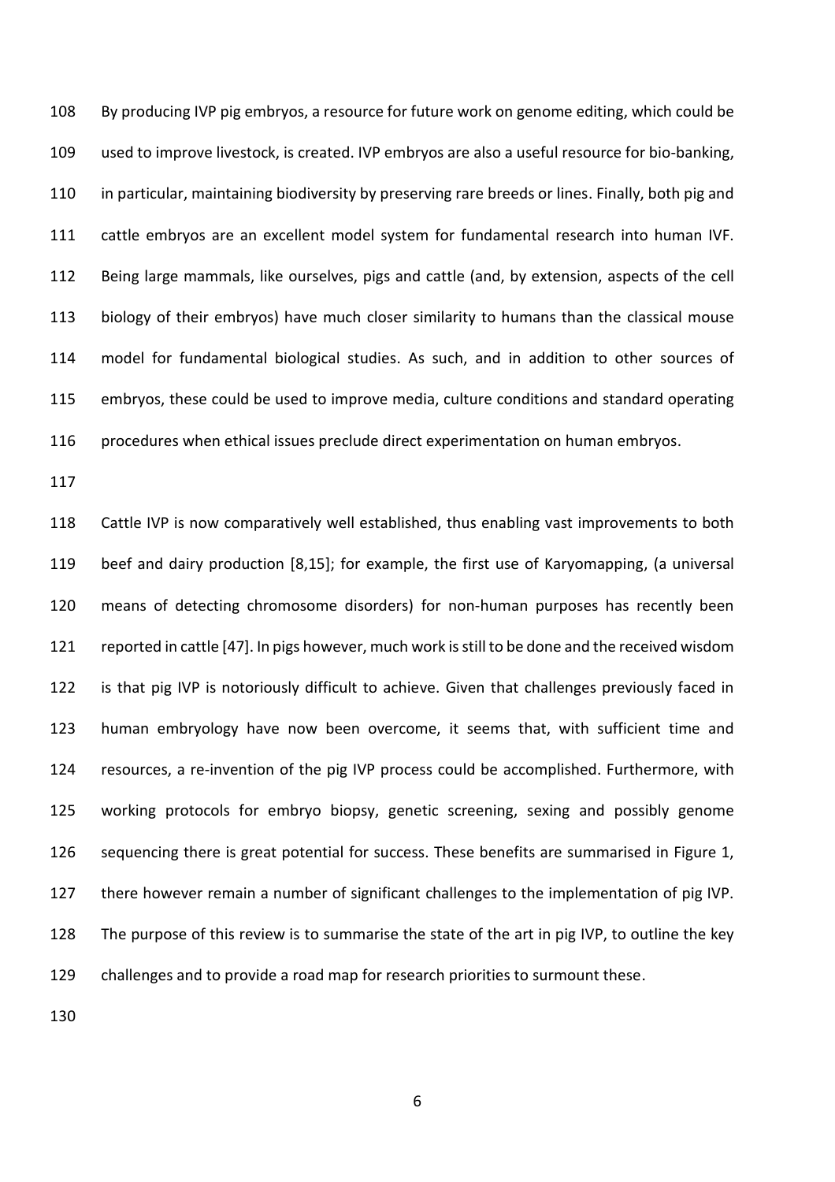By producing IVP pig embryos, a resource for future work on genome editing, which could be used to improve livestock, is created. IVP embryos are also a useful resource for bio-banking, in particular, maintaining biodiversity by preserving rare breeds or lines. Finally, both pig and cattle embryos are an excellent model system for fundamental research into human IVF. Being large mammals, like ourselves, pigs and cattle (and, by extension, aspects of the cell biology of their embryos) have much closer similarity to humans than the classical mouse model for fundamental biological studies. As such, and in addition to other sources of embryos, these could be used to improve media, culture conditions and standard operating procedures when ethical issues preclude direct experimentation on human embryos.

Cattle IVP is now comparatively well established, thus enabling vast improvements to both beef and dairy production [8,15]; for example, the first use of Karyomapping, (a universal means of detecting chromosome disorders) for non-human purposes has recently been reported in cattle [47]. In pigs however, much work is still to be done and the received wisdom is that pig IVP is notoriously difficult to achieve. Given that challenges previously faced in human embryology have now been overcome, it seems that, with sufficient time and resources, a re-invention of the pig IVP process could be accomplished. Furthermore, with working protocols for embryo biopsy, genetic screening, sexing and possibly genome sequencing there is great potential for success. These benefits are summarised in Figure 1, there however remain a number of significant challenges to the implementation of pig IVP. The purpose of this review is to summarise the state of the art in pig IVP, to outline the key challenges and to provide a road map for research priorities to surmount these.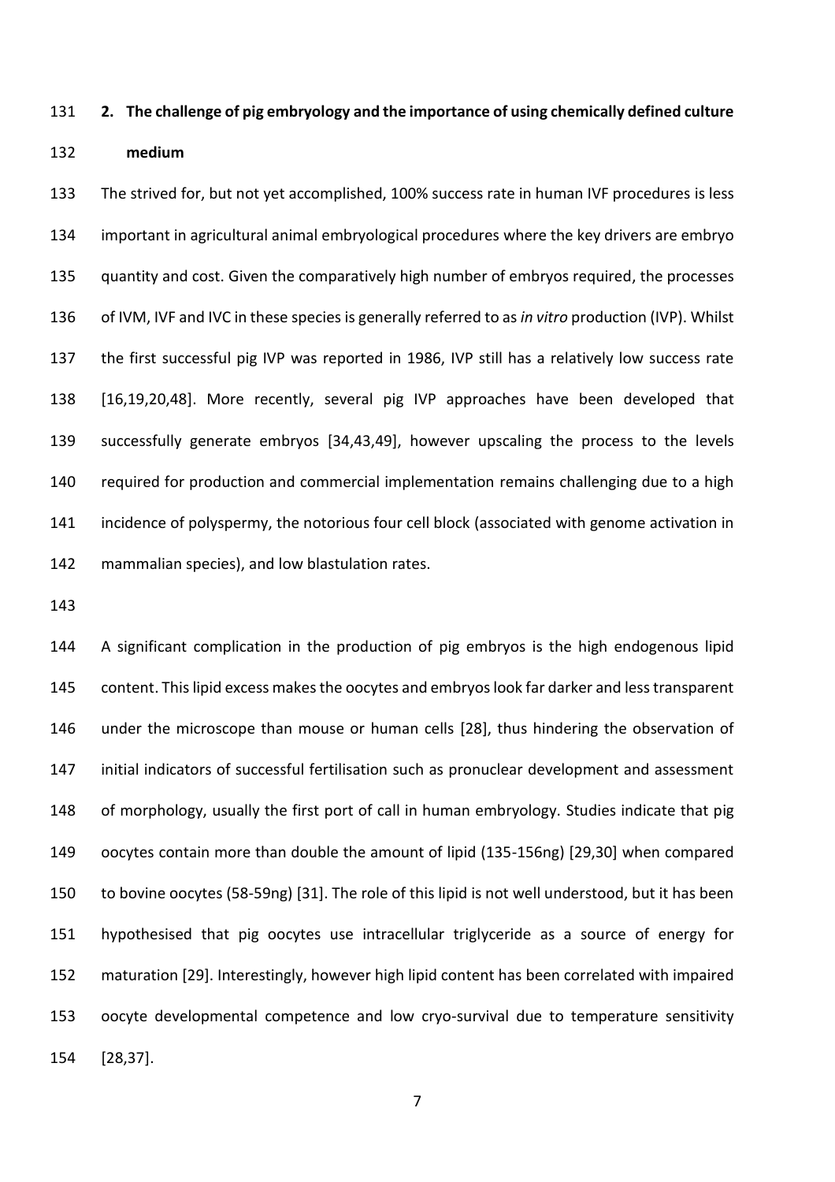## 2. The challenge of pig embryology and the importance of using chemically defined culture medium

The strived for, but not yet accomplished, 100% success rate in human IVF procedures is less important in agricultural animal embryological procedures where the key drivers are embryo quantity and cost. Given the comparatively high number of embryos required, the processes of IVM, IVF and IVC in these species is generally referred to as *in vitro* production (IVP). Whilst the first successful pig IVP was reported in 1986, IVP still has a relatively low success rate [16,19,20,48]. More recently, several pig IVP approaches have been developed that successfully generate embryos [34,43,49], however upscaling the process to the levels required for production and commercial implementation remains challenging due to a high incidence of polyspermy, the notorious four cell block (associated with genome activation in mammalian species), and low blastulation rates.

A significant complication in the production of pig embryos is the high endogenous lipid content. This lipid excess makes the oocytes and embryos look far darker and less transparent under the microscope than mouse or human cells [28], thus hindering the observation of initial indicators of successful fertilisation such as pronuclear development and assessment of morphology, usually the first port of call in human embryology. Studies indicate that pig oocytes contain more than double the amount of lipid (135-156ng) [29,30] when compared to bovine oocytes (58-59ng) [31]. The role of this lipid is not well understood, but it has been hypothesised that pig oocytes use intracellular triglyceride as a source of energy for maturation [29]. Interestingly, however high lipid content has been correlated with impaired oocyte developmental competence and low cryo-survival due to temperature sensitivity [28,37].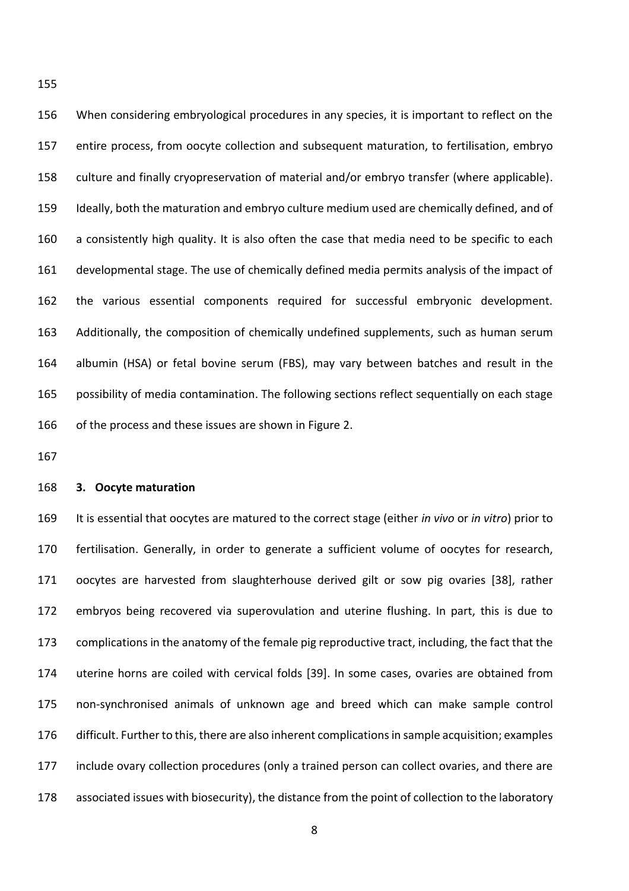When considering embryological procedures in any species, it is important to reflect on the entire process, from oocyte collection and subsequent maturation, to fertilisation, embryo culture and finally cryopreservation of material and/or embryo transfer (where applicable). Ideally, both the maturation and embryo culture medium used are chemically defined, and of a consistently high quality. It is also often the case that media need to be specific to each developmental stage. The use of chemically defined media permits analysis of the impact of the various essential components required for successful embryonic development. Additionally, the composition of chemically undefined supplements, such as human serum albumin (HSA) or fetal bovine serum (FBS), may vary between batches and result in the possibility of media contamination. The following sections reflect sequentially on each stage of the process and these issues are shown in Figure 2.

## 3. Oocyte maturation

It is essential that oocytes are matured to the correct stage (either *in vivo* or *in vitro*) prior to fertilisation. Generally, in order to generate a sufficient volume of oocytes for research, oocytes are harvested from slaughterhouse derived gilt or sow pig ovaries [38], rather embryos being recovered via superovulation and uterine flushing. In part, this is due to complications in the anatomy of the female pig reproductive tract, including, the fact that the uterine horns are coiled with cervical folds [39]. In some cases, ovaries are obtained from non-synchronised animals of unknown age and breed which can make sample control difficult. Further to this, there are also inherent complications in sample acquisition; examples include ovary collection procedures (only a trained person can collect ovaries, and there are associated issues with biosecurity), the distance from the point of collection to the laboratory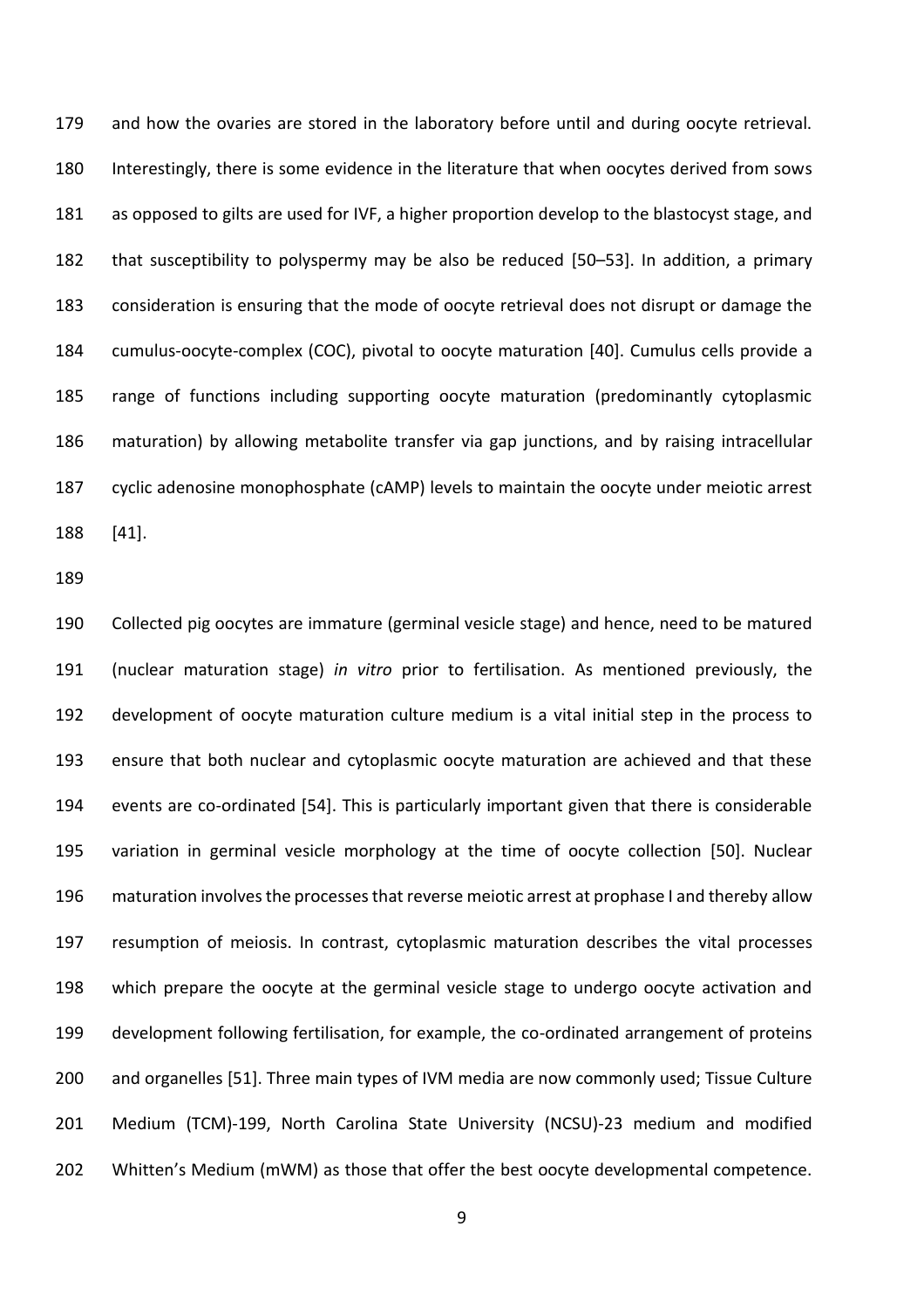and how the ovaries are stored in the laboratory before until and during oocyte retrieval. Interestingly, there is some evidence in the literature that when oocytes derived from sows as opposed to gilts are used for IVF, a higher proportion develop to the blastocyst stage, and that susceptibility to polyspermy may be also be reduced [50–53]. In addition, a primary consideration is ensuring that the mode of oocyte retrieval does not disrupt or damage the cumulus-oocyte-complex (COC), pivotal to oocyte maturation [40]. Cumulus cells provide a range of functions including supporting oocyte maturation (predominantly cytoplasmic maturation) by allowing metabolite transfer via gap junctions, and by raising intracellular cyclic adenosine monophosphate (cAMP) levels to maintain the oocyte under meiotic arrest [41].

Collected pig oocytes are immature (germinal vesicle stage) and hence, need to be matured (nuclear maturation stage) *in vitro* prior to fertilisation. As mentioned previously, the development of oocyte maturation culture medium is a vital initial step in the process to ensure that both nuclear and cytoplasmic oocyte maturation are achieved and that these events are co-ordinated [54]. This is particularly important given that there is considerable variation in germinal vesicle morphology at the time of oocyte collection [50]. Nuclear maturation involves the processes that reverse meiotic arrest at prophase I and thereby allow resumption of meiosis. In contrast, cytoplasmic maturation describes the vital processes which prepare the oocyte at the germinal vesicle stage to undergo oocyte activation and development following fertilisation, for example, the co-ordinated arrangement of proteins and organelles [51]. Three main types of IVM media are now commonly used; Tissue Culture Medium (TCM)-199, North Carolina State University (NCSU)-23 medium and modified Whitten's Medium (mWM) as those that offer the best oocyte developmental competence.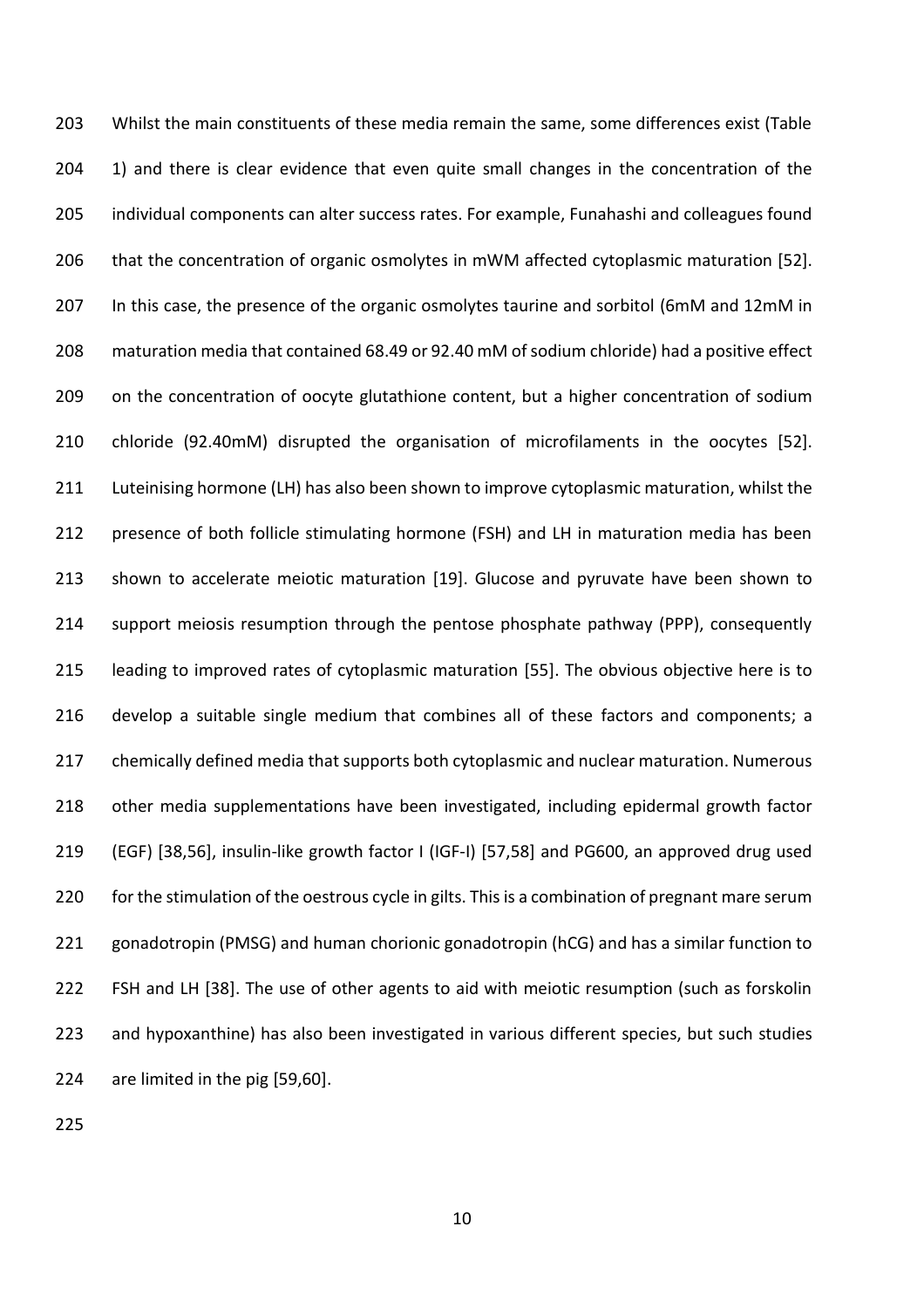Whilst the main constituents of these media remain the same, some differences exist (Table 1) and there is clear evidence that even quite small changes in the concentration of the individual components can alter success rates. For example, Funahashi and colleagues found that the concentration of organic osmolytes in mWM affected cytoplasmic maturation [52]. In this case, the presence of the organic osmolytes taurine and sorbitol (6mM and 12mM in maturation media that contained 68.49 or 92.40 mM of sodium chloride) had a positive effect on the concentration of oocyte glutathione content, but a higher concentration of sodium chloride (92.40mM) disrupted the organisation of microfilaments in the oocytes [52]. Luteinising hormone (LH) has also been shown to improve cytoplasmic maturation, whilst the presence of both follicle stimulating hormone (FSH) and LH in maturation media has been shown to accelerate meiotic maturation [19]. Glucose and pyruvate have been shown to support meiosis resumption through the pentose phosphate pathway (PPP), consequently leading to improved rates of cytoplasmic maturation [55]. The obvious objective here is to develop a suitable single medium that combines all of these factors and components; a chemically defined media that supports both cytoplasmic and nuclear maturation. Numerous other media supplementations have been investigated, including epidermal growth factor (EGF) [38,56], insulin-like growth factor I (IGF-I) [57,58] and PG600, an approved drug used for the stimulation of the oestrous cycle in gilts. This is a combination of pregnant mare serum gonadotropin (PMSG) and human chorionic gonadotropin (hCG) and has a similar function to FSH and LH [38]. The use of other agents to aid with meiotic resumption (such as forskolin and hypoxanthine) has also been investigated in various different species, but such studies are limited in the pig [59,60].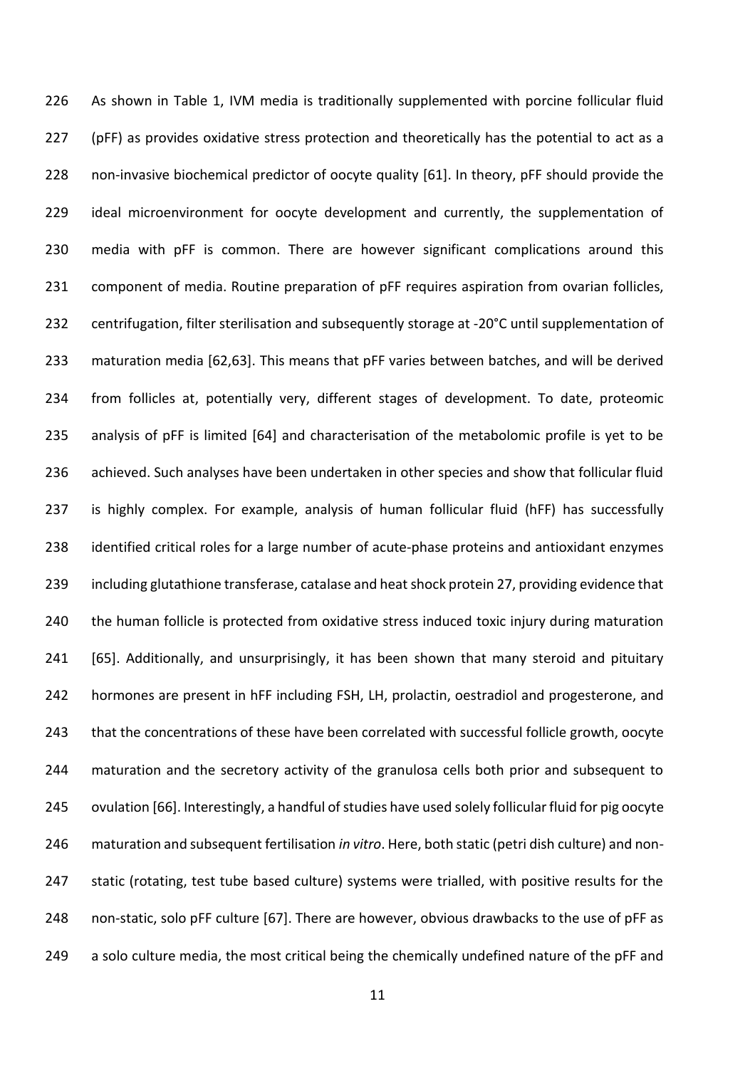As shown in Table 1, IVM media is traditionally supplemented with porcine follicular fluid (pFF) as provides oxidative stress protection and theoretically has the potential to act as a non-invasive biochemical predictor of oocyte quality [61]. In theory, pFF should provide the ideal microenvironment for oocyte development and currently, the supplementation of media with pFF is common. There are however significant complications around this component of media. Routine preparation of pFF requires aspiration from ovarian follicles, centrifugation, filter sterilisation and subsequently storage at -20°C until supplementation of maturation media [62,63]. This means that pFF varies between batches, and will be derived from follicles at, potentially very, different stages of development. To date, proteomic analysis of pFF is limited [64] and characterisation of the metabolomic profile is yet to be achieved. Such analyses have been undertaken in other species and show that follicular fluid is highly complex. For example, analysis of human follicular fluid (hFF) has successfully identified critical roles for a large number of acute-phase proteins and antioxidant enzymes including glutathione transferase, catalase and heat shock protein 27, providing evidence that the human follicle is protected from oxidative stress induced toxic injury during maturation [65]. Additionally, and unsurprisingly, it has been shown that many steroid and pituitary hormones are present in hFF including FSH, LH, prolactin, oestradiol and progesterone, and that the concentrations of these have been correlated with successful follicle growth, oocyte maturation and the secretory activity of the granulosa cells both prior and subsequent to ovulation [66]. Interestingly, a handful of studies have used solely follicular fluid for pig oocyte maturation and subsequent fertilisation *in vitro*. Here, both static (petri dish culture) and non-static (rotating, test tube based culture) systems were trialled, with positive results for the non-static, solo pFF culture [67]. There are however, obvious drawbacks to the use of pFF as a solo culture media, the most critical being the chemically undefined nature of the pFF and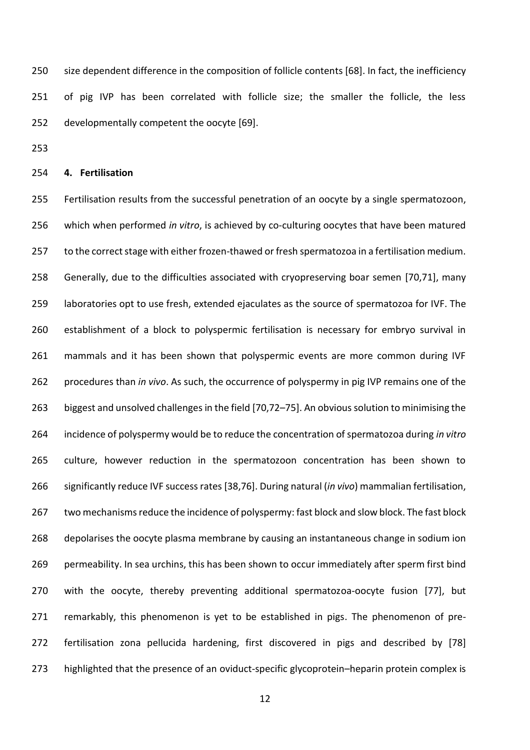size dependent difference in the composition of follicle contents [68]. In fact, the inefficiency of pig IVP has been correlated with follicle size; the smaller the follicle, the less developmentally competent the oocyte [69].

## 4. Fertilisation

Fertilisation results from the successful penetration of an oocyte by a single spermatozoon, which when performed *in vitro*, is achieved by co-culturing oocytes that have been matured to the correct stage with either frozen-thawed or fresh spermatozoa in a fertilisation medium. Generally, due to the difficulties associated with cryopreserving boar semen [70,71], many laboratories opt to use fresh, extended ejaculates as the source of spermatozoa for IVF. The establishment of a block to polyspermic fertilisation is necessary for embryo survival in mammals and it has been shown that polyspermic events are more common during IVF procedures than *in vivo*. As such, the occurrence of polyspermy in pig IVP remains one of the biggest and unsolved challenges in the field [70,72–75]. An obvious solution to minimising the incidence of polyspermy would be to reduce the concentration of spermatozoa during *in vitro* culture, however reduction in the spermatozoon concentration has been shown to significantly reduce IVF success rates [38,76]. During natural (*in vivo*) mammalian fertilisation, two mechanisms reduce the incidence of polyspermy: fast block and slow block. The fast block depolarises the oocyte plasma membrane by causing an instantaneous change in sodium ion permeability. In sea urchins, this has been shown to occur immediately after sperm first bind with the oocyte, thereby preventing additional spermatozoa-oocyte fusion [77], but remarkably, this phenomenon is yet to be established in pigs. The phenomenon of pre-fertilisation zona pellucida hardening, first discovered in pigs and described by [78] highlighted that the presence of an oviduct-specific glycoprotein–heparin protein complex is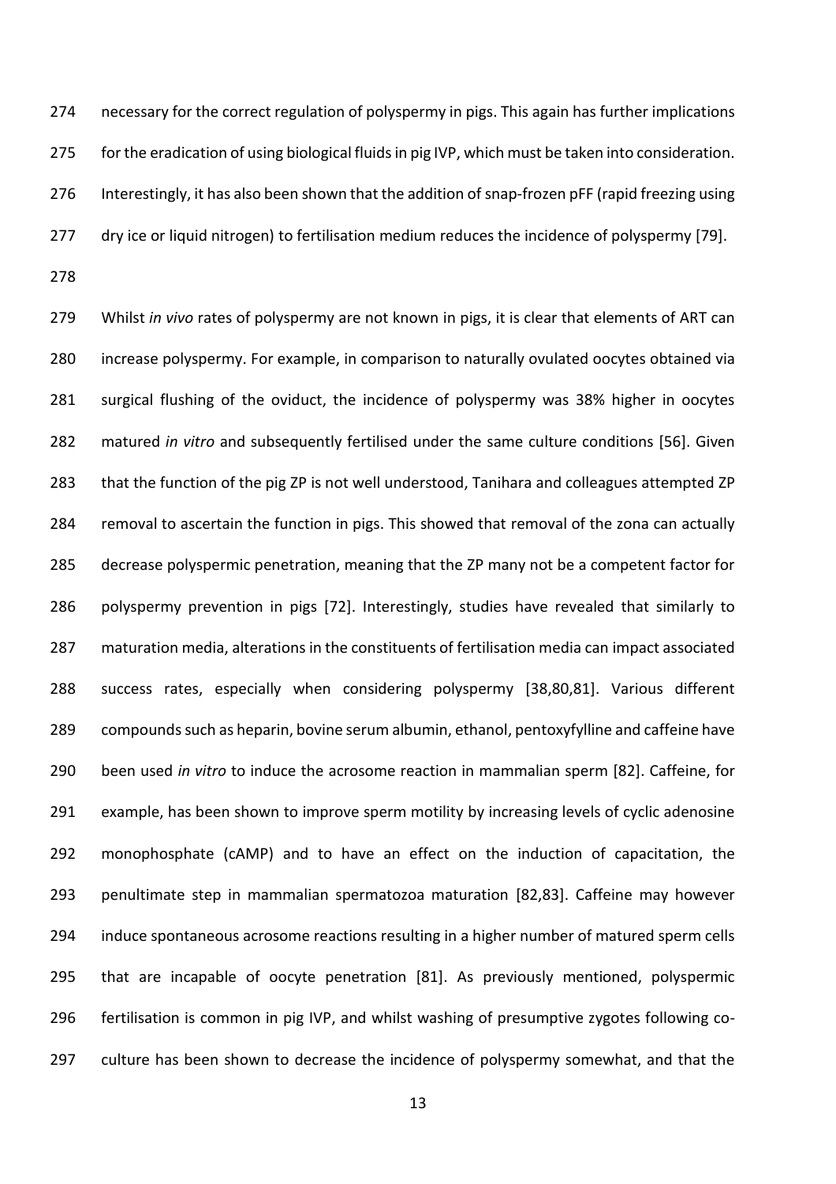necessary for the correct regulation of polyspermy in pigs. This again has further implications for the eradication of using biological fluids in pig IVP, which must be taken into consideration. Interestingly, it has also been shown that the addition of snap-frozen pFF (rapid freezing using dry ice or liquid nitrogen) to fertilisation medium reduces the incidence of polyspermy [79].

Whilst *in vivo* rates of polyspermy are not known in pigs, it is clear that elements of ART can increase polyspermy. For example, in comparison to naturally ovulated oocytes obtained via surgical flushing of the oviduct, the incidence of polyspermy was 38% higher in oocytes matured *in vitro* and subsequently fertilised under the same culture conditions [56]. Given that the function of the pig ZP is not well understood, Tanihara and colleagues attempted ZP removal to ascertain the function in pigs. This showed that removal of the zona can actually decrease polyspermic penetration, meaning that the ZP many not be a competent factor for polyspermy prevention in pigs [72]. Interestingly, studies have revealed that similarly to maturation media, alterations in the constituents of fertilisation media can impact associated success rates, especially when considering polyspermy [38,80,81]. Various different compounds such as heparin, bovine serum albumin, ethanol, pentoxyfylline and caffeine have been used *in vitro* to induce the acrosome reaction in mammalian sperm [82]. Caffeine, for example, has been shown to improve sperm motility by increasing levels of cyclic adenosine monophosphate (cAMP) and to have an effect on the induction of capacitation, the penultimate step in mammalian spermatozoa maturation [82,83]. Caffeine may however induce spontaneous acrosome reactions resulting in a higher number of matured sperm cells that are incapable of oocyte penetration [81]. As previously mentioned, polyspermic fertilisation is common in pig IVP, and whilst washing of presumptive zygotes following co-culture has been shown to decrease the incidence of polyspermy somewhat, and that the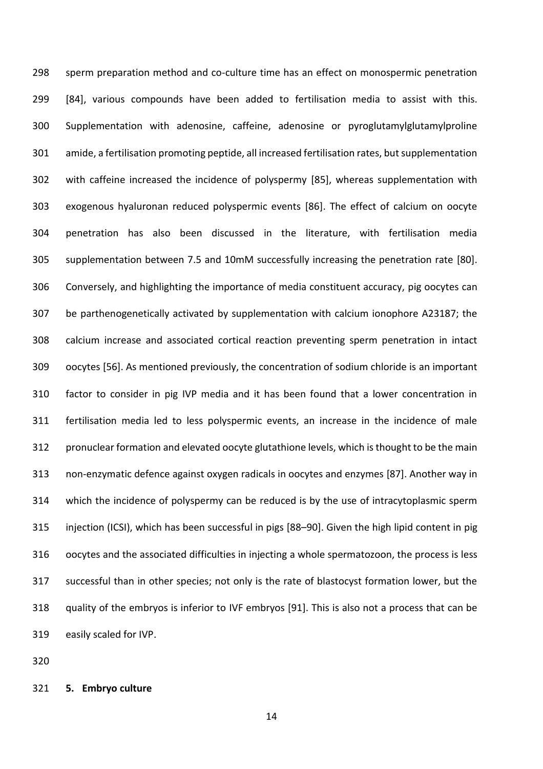sperm preparation method and co-culture time has an effect on monospermic penetration [84], various compounds have been added to fertilisation media to assist with this. Supplementation with adenosine, caffeine, adenosine or pyroglutamylglutamylproline amide, a fertilisation promoting peptide, all increased fertilisation rates, but supplementation with caffeine increased the incidence of polyspermy [85], whereas supplementation with exogenous hyaluronan reduced polyspermic events [86]. The effect of calcium on oocyte penetration has also been discussed in the literature, with fertilisation media supplementation between 7.5 and 10mM successfully increasing the penetration rate [80]. Conversely, and highlighting the importance of media constituent accuracy, pig oocytes can be parthenogenetically activated by supplementation with calcium ionophore A23187; the calcium increase and associated cortical reaction preventing sperm penetration in intact oocytes [56]. As mentioned previously, the concentration of sodium chloride is an important factor to consider in pig IVP media and it has been found that a lower concentration in fertilisation media led to less polyspermic events, an increase in the incidence of male pronuclear formation and elevated oocyte glutathione levels, which is thought to be the main non-enzymatic defence against oxygen radicals in oocytes and enzymes [87]. Another way in which the incidence of polyspermy can be reduced is by the use of intracytoplasmic sperm injection (ICSI), which has been successful in pigs [88–90]. Given the high lipid content in pig oocytes and the associated difficulties in injecting a whole spermatozoon, the process is less successful than in other species; not only is the rate of blastocyst formation lower, but the quality of the embryos is inferior to IVF embryos [91]. This is also not a process that can be easily scaled for IVP.

## 5. Embryo culture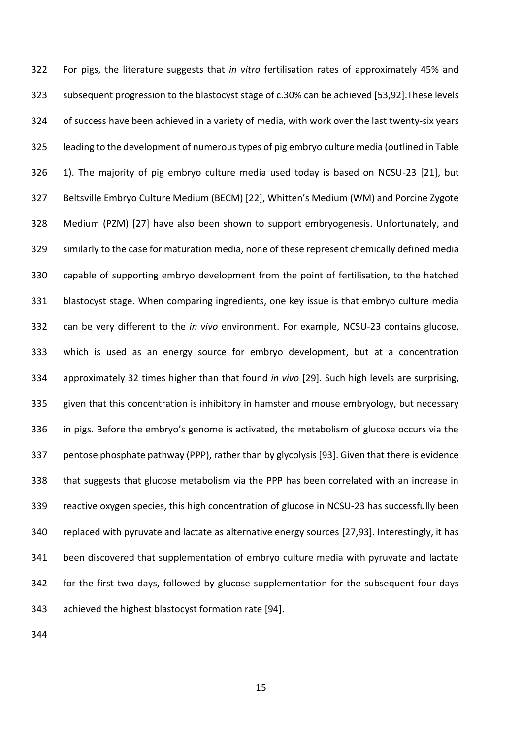For pigs, the literature suggests that *in vitro* fertilisation rates of approximately 45% and subsequent progression to the blastocyst stage of c.30% can be achieved [53,92].These levels of success have been achieved in a variety of media, with work over the last twenty-six years leading to the development of numerous types of pig embryo culture media (outlined in Table 1). The majority of pig embryo culture media used today is based on NCSU-23 [21], but Beltsville Embryo Culture Medium (BECM) [22], Whitten's Medium (WM) and Porcine Zygote Medium (PZM) [27] have also been shown to support embryogenesis. Unfortunately, and similarly to the case for maturation media, none of these represent chemically defined media capable of supporting embryo development from the point of fertilisation, to the hatched blastocyst stage. When comparing ingredients, one key issue is that embryo culture media can be very different to the *in vivo* environment. For example, NCSU-23 contains glucose, which is used as an energy source for embryo development, but at a concentration approximately 32 times higher than that found *in vivo* [29]. Such high levels are surprising, given that this concentration is inhibitory in hamster and mouse embryology, but necessary in pigs. Before the embryo's genome is activated, the metabolism of glucose occurs via the pentose phosphate pathway (PPP), rather than by glycolysis [93]. Given that there is evidence that suggests that glucose metabolism via the PPP has been correlated with an increase in reactive oxygen species, this high concentration of glucose in NCSU-23 has successfully been replaced with pyruvate and lactate as alternative energy sources [27,93]. Interestingly, it has been discovered that supplementation of embryo culture media with pyruvate and lactate for the first two days, followed by glucose supplementation for the subsequent four days achieved the highest blastocyst formation rate [94].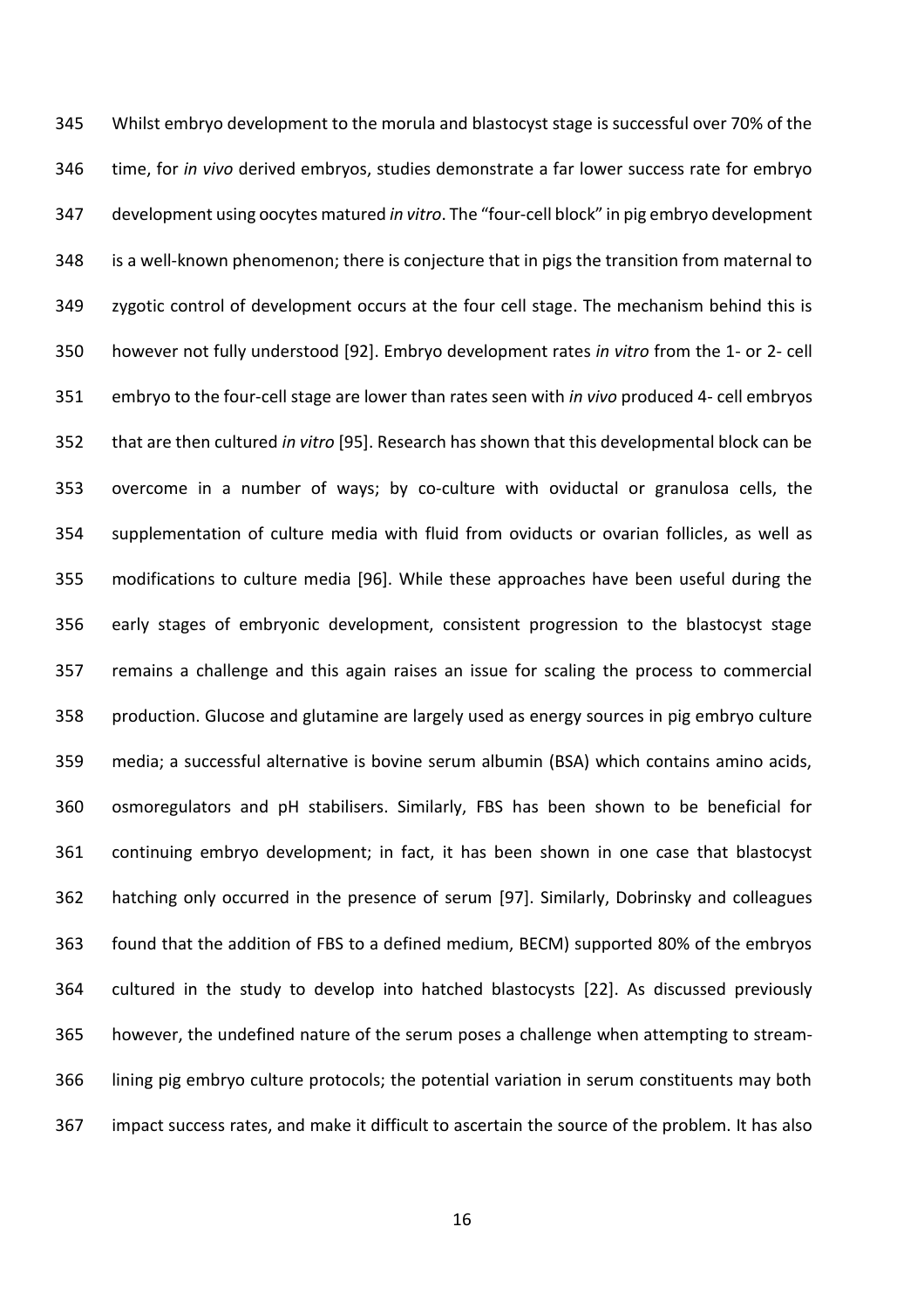Whilst embryo development to the morula and blastocyst stage is successful over 70% of the time, for *in vivo* derived embryos, studies demonstrate a far lower success rate for embryo development using oocytes matured *in vitro*. The "four-cell block" in pig embryo development is a well-known phenomenon; there is conjecture that in pigs the transition from maternal to zygotic control of development occurs at the four cell stage. The mechanism behind this is however not fully understood [92]. Embryo development rates *in vitro* from the 1- or 2- cell embryo to the four-cell stage are lower than rates seen with *in vivo* produced 4- cell embryos that are then cultured *in vitro* [95]. Research has shown that this developmental block can be overcome in a number of ways; by co-culture with oviductal or granulosa cells, the supplementation of culture media with fluid from oviducts or ovarian follicles, as well as modifications to culture media [96]. While these approaches have been useful during the early stages of embryonic development, consistent progression to the blastocyst stage remains a challenge and this again raises an issue for scaling the process to commercial production. Glucose and glutamine are largely used as energy sources in pig embryo culture media; a successful alternative is bovine serum albumin (BSA) which contains amino acids, osmoregulators and pH stabilisers. Similarly, FBS has been shown to be beneficial for continuing embryo development; in fact, it has been shown in one case that blastocyst hatching only occurred in the presence of serum [97]. Similarly, Dobrinsky and colleagues found that the addition of FBS to a defined medium, BECM) supported 80% of the embryos cultured in the study to develop into hatched blastocysts [22]. As discussed previously however, the undefined nature of the serum poses a challenge when attempting to stream-lining pig embryo culture protocols; the potential variation in serum constituents may both impact success rates, and make it difficult to ascertain the source of the problem. It has also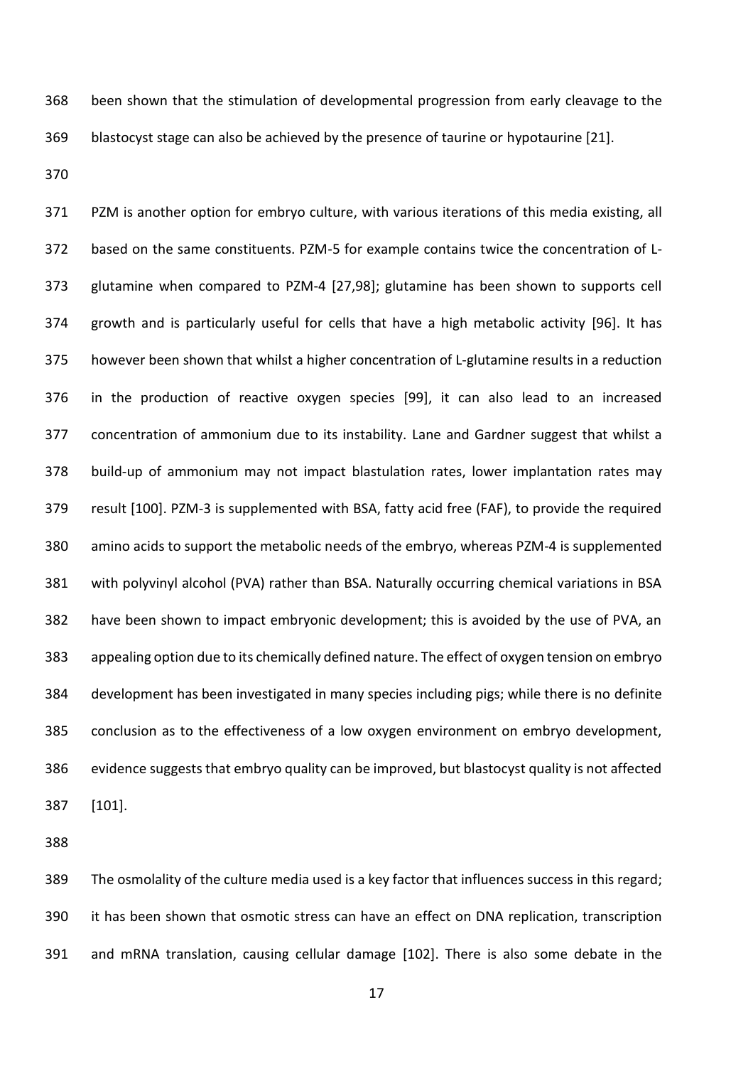been shown that the stimulation of developmental progression from early cleavage to the blastocyst stage can also be achieved by the presence of taurine or hypotaurine [21].

PZM is another option for embryo culture, with various iterations of this media existing, all based on the same constituents. PZM-5 for example contains twice the concentration of L-glutamine when compared to PZM-4 [27,98]; glutamine has been shown to supports cell growth and is particularly useful for cells that have a high metabolic activity [96]. It has however been shown that whilst a higher concentration of L-glutamine results in a reduction in the production of reactive oxygen species [99], it can also lead to an increased concentration of ammonium due to its instability. Lane and Gardner suggest that whilst a build-up of ammonium may not impact blastulation rates, lower implantation rates may result [100]. PZM-3 is supplemented with BSA, fatty acid free (FAF), to provide the required amino acids to support the metabolic needs of the embryo, whereas PZM-4 is supplemented with polyvinyl alcohol (PVA) rather than BSA. Naturally occurring chemical variations in BSA have been shown to impact embryonic development; this is avoided by the use of PVA, an appealing option due to its chemically defined nature. The effect of oxygen tension on embryo development has been investigated in many species including pigs; while there is no definite conclusion as to the effectiveness of a low oxygen environment on embryo development, evidence suggests that embryo quality can be improved, but blastocyst quality is not affected [101].

The osmolality of the culture media used is a key factor that influences success in this regard; it has been shown that osmotic stress can have an effect on DNA replication, transcription and mRNA translation, causing cellular damage [102]. There is also some debate in the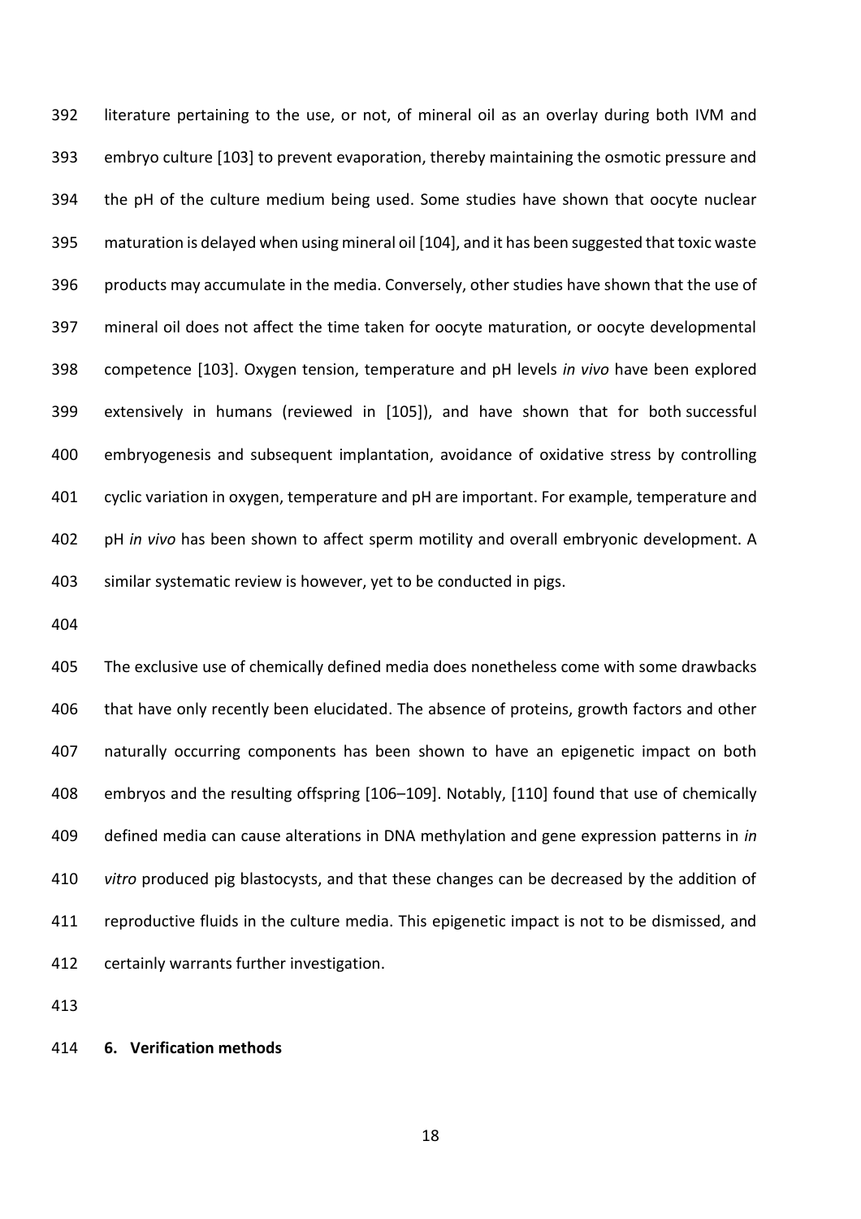literature pertaining to the use, or not, of mineral oil as an overlay during both IVM and embryo culture [103] to prevent evaporation, thereby maintaining the osmotic pressure and the pH of the culture medium being used. Some studies have shown that oocyte nuclear maturation is delayed when using mineral oil [104], and it has been suggested that toxic waste products may accumulate in the media. Conversely, other studies have shown that the use of mineral oil does not affect the time taken for oocyte maturation, or oocyte developmental competence [103]. Oxygen tension, temperature and pH levels *in vivo* have been explored extensively in humans (reviewed in [105]), and have shown that for both successful embryogenesis and subsequent implantation, avoidance of oxidative stress by controlling cyclic variation in oxygen, temperature and pH are important. For example, temperature and pH *in vivo* has been shown to affect sperm motility and overall embryonic development. A similar systematic review is however, yet to be conducted in pigs.

The exclusive use of chemically defined media does nonetheless come with some drawbacks that have only recently been elucidated. The absence of proteins, growth factors and other naturally occurring components has been shown to have an epigenetic impact on both embryos and the resulting offspring [106–109]. Notably, [110] found that use of chemically defined media can cause alterations in DNA methylation and gene expression patterns in *in vitro* produced pig blastocysts, and that these changes can be decreased by the addition of reproductive fluids in the culture media. This epigenetic impact is not to be dismissed, and certainly warrants further investigation.

## 6. Verification methods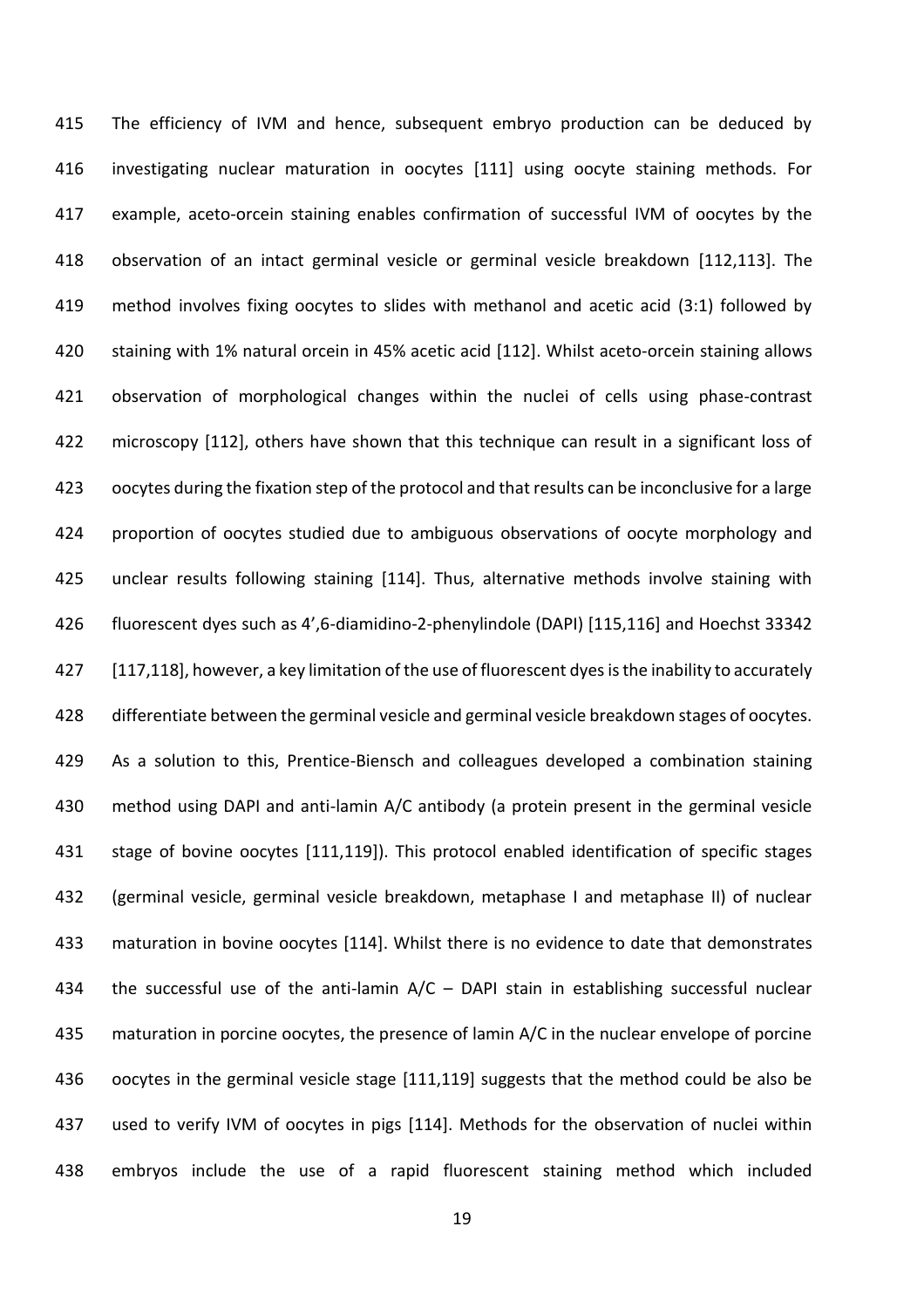The efficiency of IVM and hence, subsequent embryo production can be deduced by investigating nuclear maturation in oocytes [111] using oocyte staining methods. For example, aceto-orcein staining enables confirmation of successful IVM of oocytes by the observation of an intact germinal vesicle or germinal vesicle breakdown [112,113]. The method involves fixing oocytes to slides with methanol and acetic acid (3:1) followed by staining with 1% natural orcein in 45% acetic acid [112]. Whilst aceto-orcein staining allows observation of morphological changes within the nuclei of cells using phase-contrast microscopy [112], others have shown that this technique can result in a significant loss of oocytes during the fixation step of the protocol and that results can be inconclusive for a large proportion of oocytes studied due to ambiguous observations of oocyte morphology and unclear results following staining [114]. Thus, alternative methods involve staining with fluorescent dyes such as 4',6-diamidino-2-phenylindole (DAPI) [115,116] and Hoechst 33342 [117,118], however, a key limitation of the use of fluorescent dyes is the inability to accurately differentiate between the germinal vesicle and germinal vesicle breakdown stages of oocytes. As a solution to this, Prentice-Biensch and colleagues developed a combination staining method using DAPI and anti-lamin A/C antibody (a protein present in the germinal vesicle stage of bovine oocytes [111,119]). This protocol enabled identification of specific stages (germinal vesicle, germinal vesicle breakdown, metaphase I and metaphase II) of nuclear maturation in bovine oocytes [114]. Whilst there is no evidence to date that demonstrates the successful use of the anti-lamin A/C – DAPI stain in establishing successful nuclear maturation in porcine oocytes, the presence of lamin A/C in the nuclear envelope of porcine oocytes in the germinal vesicle stage [111,119] suggests that the method could be also be used to verify IVM of oocytes in pigs [114]. Methods for the observation of nuclei within embryos include the use of a rapid fluorescent staining method which included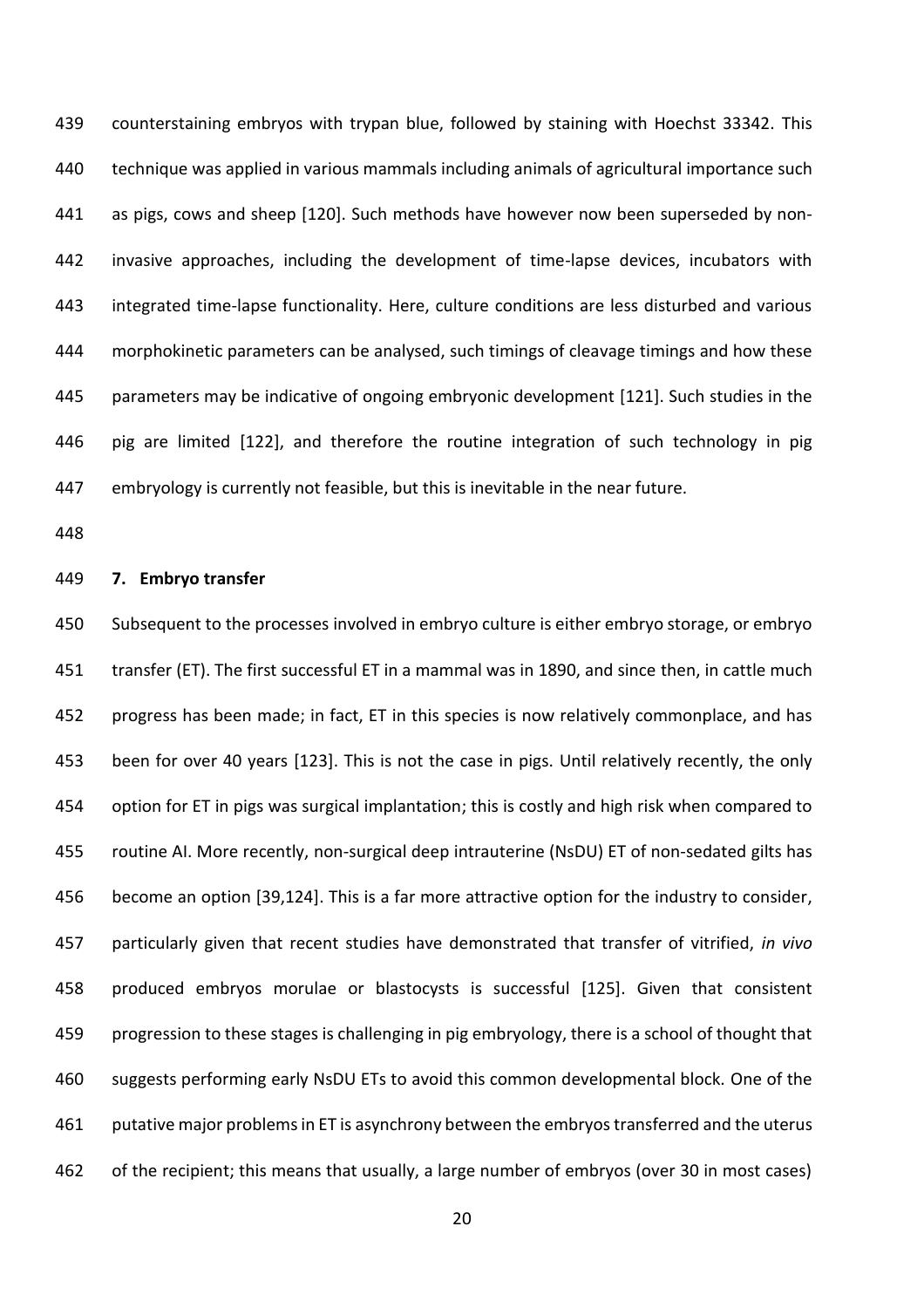counterstaining embryos with trypan blue, followed by staining with Hoechst 33342. This technique was applied in various mammals including animals of agricultural importance such as pigs, cows and sheep [120]. Such methods have however now been superseded by non-invasive approaches, including the development of time-lapse devices, incubators with integrated time-lapse functionality. Here, culture conditions are less disturbed and various morphokinetic parameters can be analysed, such timings of cleavage timings and how these parameters may be indicative of ongoing embryonic development [121]. Such studies in the pig are limited [122], and therefore the routine integration of such technology in pig embryology is currently not feasible, but this is inevitable in the near future.

## 7. Embryo transfer

Subsequent to the processes involved in embryo culture is either embryo storage, or embryo transfer (ET). The first successful ET in a mammal was in 1890, and since then, in cattle much progress has been made; in fact, ET in this species is now relatively commonplace, and has been for over 40 years [123]. This is not the case in pigs. Until relatively recently, the only option for ET in pigs was surgical implantation; this is costly and high risk when compared to routine AI. More recently, non-surgical deep intrauterine (NsDU) ET of non-sedated gilts has become an option [39,124]. This is a far more attractive option for the industry to consider, particularly given that recent studies have demonstrated that transfer of vitrified, *in vivo* produced embryos morulae or blastocysts is successful [125]. Given that consistent progression to these stages is challenging in pig embryology, there is a school of thought that suggests performing early NsDU ETs to avoid this common developmental block. One of the putative major problems in ET is asynchrony between the embryos transferred and the uterus of the recipient; this means that usually, a large number of embryos (over 30 in most cases)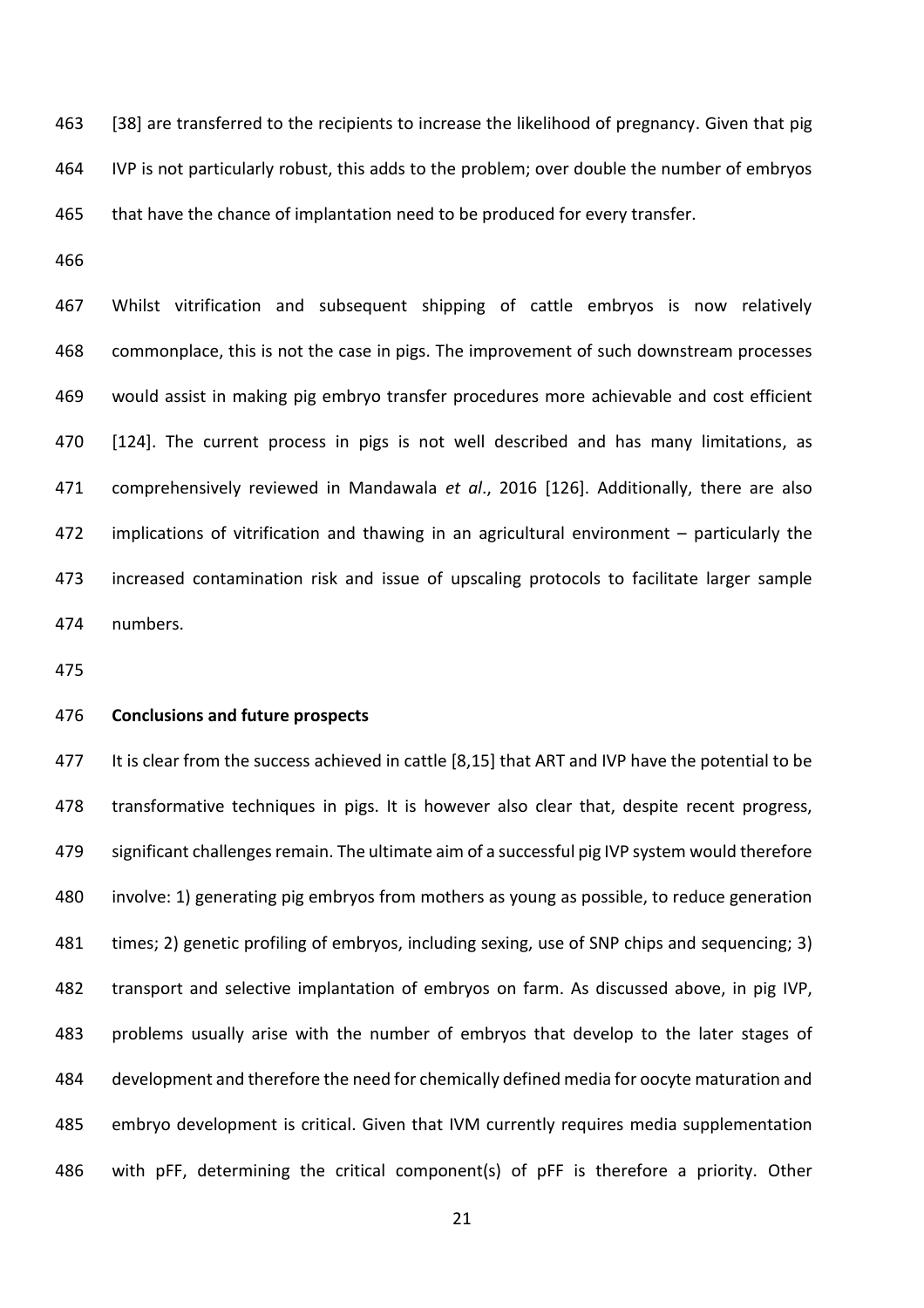[38] are transferred to the recipients to increase the likelihood of pregnancy. Given that pig IVP is not particularly robust, this adds to the problem; over double the number of embryos that have the chance of implantation need to be produced for every transfer.

Whilst vitrification and subsequent shipping of cattle embryos is now relatively commonplace, this is not the case in pigs. The improvement of such downstream processes would assist in making pig embryo transfer procedures more achievable and cost efficient [124]. The current process in pigs is not well described and has many limitations, as comprehensively reviewed in Mandawala *et al*., 2016 [126]. Additionally, there are also implications of vitrification and thawing in an agricultural environment – particularly the increased contamination risk and issue of upscaling protocols to facilitate larger sample numbers.

**Conclusions and future prospects**

It is clear from the success achieved in cattle [8,15] that ART and IVP have the potential to be transformative techniques in pigs. It is however also clear that, despite recent progress, significant challenges remain. The ultimate aim of a successful pig IVP system would therefore involve: 1) generating pig embryos from mothers as young as possible, to reduce generation times; 2) genetic profiling of embryos, including sexing, use of SNP chips and sequencing; 3) transport and selective implantation of embryos on farm. As discussed above, in pig IVP, problems usually arise with the number of embryos that develop to the later stages of development and therefore the need for chemically defined media for oocyte maturation and embryo development is critical. Given that IVM currently requires media supplementation with pFF, determining the critical component(s) of pFF is therefore a priority. Other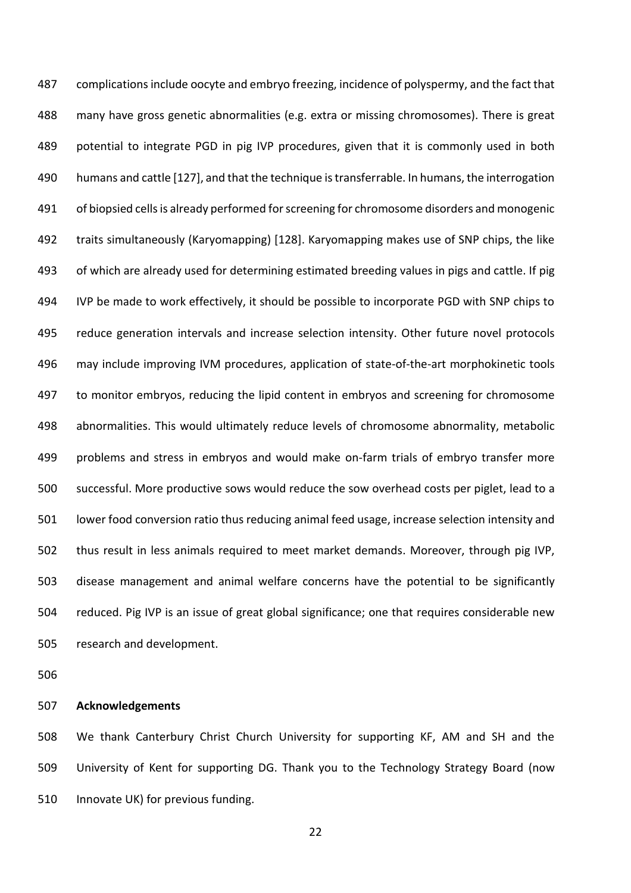complications include oocyte and embryo freezing, incidence of polyspermy, and the fact that many have gross genetic abnormalities (e.g. extra or missing chromosomes). There is great potential to integrate PGD in pig IVP procedures, given that it is commonly used in both humans and cattle [127], and that the technique is transferrable. In humans, the interrogation of biopsied cells is already performed for screening for chromosome disorders and monogenic traits simultaneously (Karyomapping) [128]. Karyomapping makes use of SNP chips, the like of which are already used for determining estimated breeding values in pigs and cattle. If pig IVP be made to work effectively, it should be possible to incorporate PGD with SNP chips to reduce generation intervals and increase selection intensity. Other future novel protocols may include improving IVM procedures, application of state-of-the-art morphokinetic tools to monitor embryos, reducing the lipid content in embryos and screening for chromosome abnormalities. This would ultimately reduce levels of chromosome abnormality, metabolic problems and stress in embryos and would make on-farm trials of embryo transfer more successful. More productive sows would reduce the sow overhead costs per piglet, lead to a lower food conversion ratio thus reducing animal feed usage, increase selection intensity and thus result in less animals required to meet market demands. Moreover, through pig IVP, disease management and animal welfare concerns have the potential to be significantly reduced. Pig IVP is an issue of great global significance; one that requires considerable new research and development.

## Acknowledgements

We thank Canterbury Christ Church University for supporting KF, AM and SH and the University of Kent for supporting DG. Thank you to the Technology Strategy Board (now Innovate UK) for previous funding.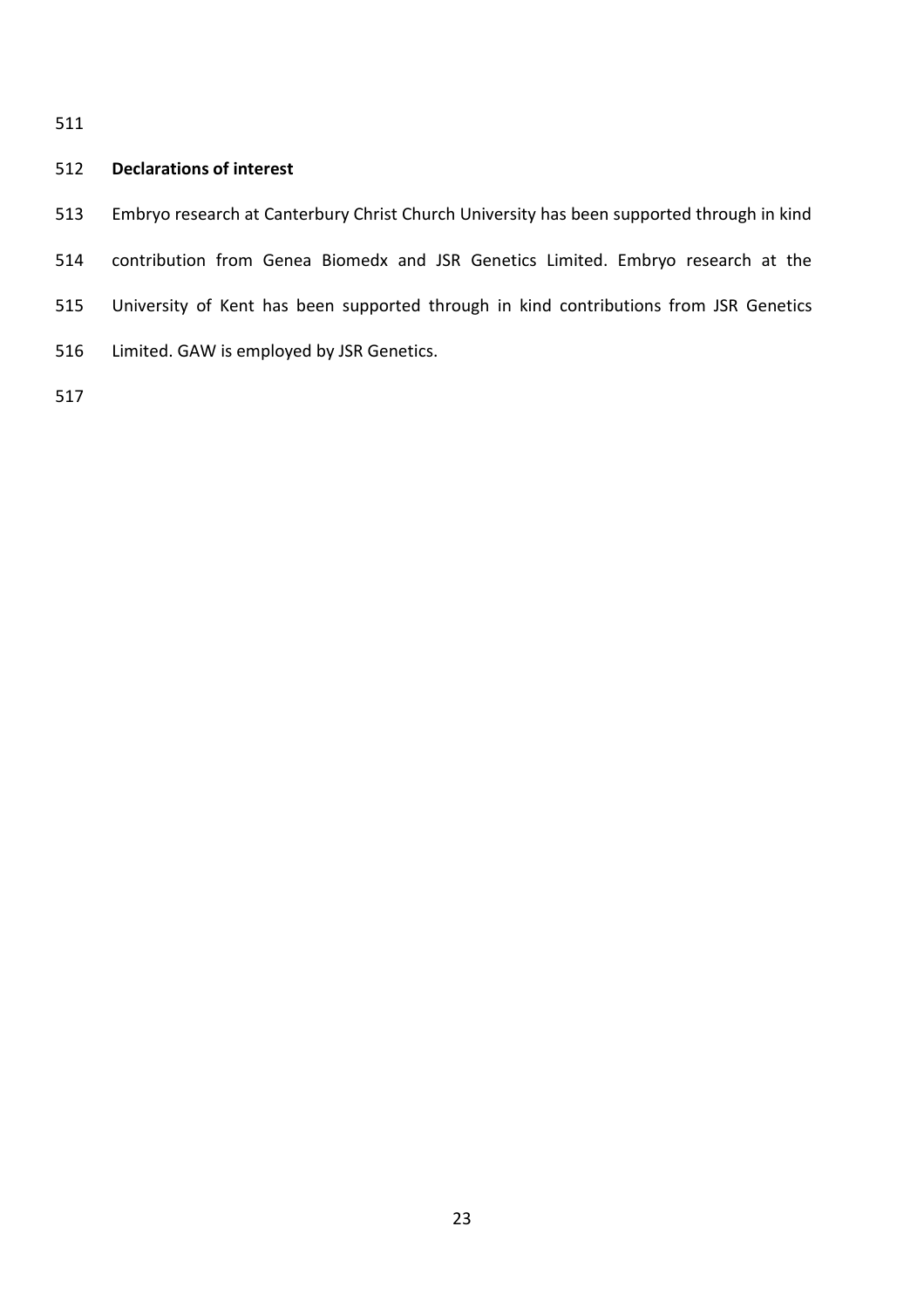## Declarations of interest

Embryo research at Canterbury Christ Church University has been supported through in kind contribution from Genea Biomedx and JSR Genetics Limited. Embryo research at the University of Kent has been supported through in kind contributions from JSR Genetics Limited. GAW is employed by JSR Genetics.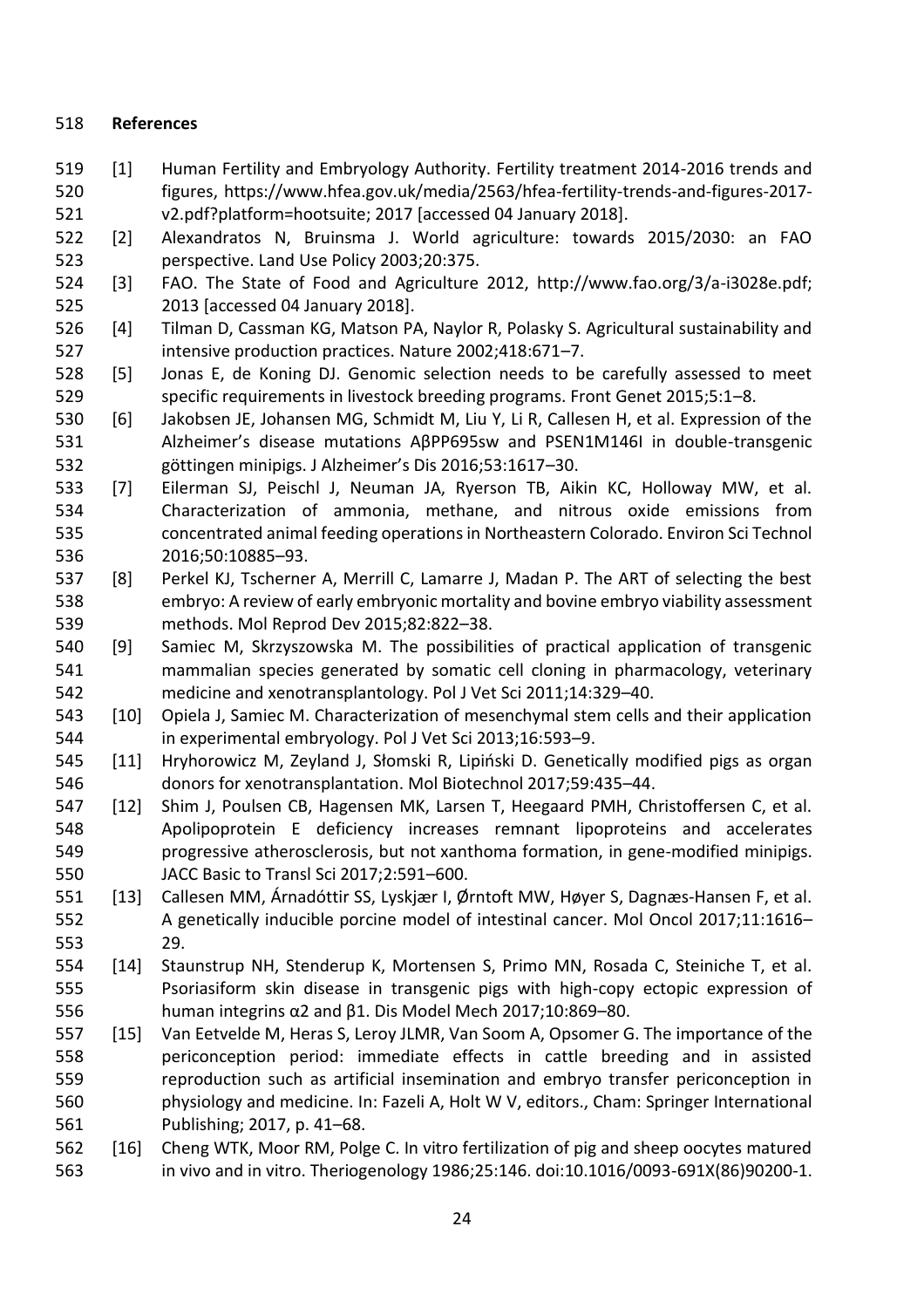## References

[1] Human Fertility and Embryology Authority. Fertility treatment 2014-2016 trends and figures, https://www.hfea.gov.uk/media/2563/hfea-fertility-trends-and-figures-2017-v2.pdf?platform=hootsuite; 2017 [accessed 04 January 2018].

[2] Alexandratos N, Bruinsma J. World agriculture: towards 2015/2030: an FAO perspective. Land Use Policy 2003;20:375.

[3] FAO. The State of Food and Agriculture 2012, http://www.fao.org/3/a-i3028e.pdf; 2013 [accessed 04 January 2018].

[4] Tilman D, Cassman KG, Matson PA, Naylor R, Polasky S. Agricultural sustainability and intensive production practices. Nature 2002;418:671–7.

[5] Jonas E, de Koning DJ. Genomic selection needs to be carefully assessed to meet specific requirements in livestock breeding programs. Front Genet 2015;5:1–8.

[6] Jakobsen JE, Johansen MG, Schmidt M, Liu Y, Li R, Callesen H, et al. Expression of the Alzheimer's disease mutations AβPP695sw and PSEN1M146I in double-transgenic göttingen minipigs. J Alzheimer's Dis 2016;53:1617–30.

[7] Eilerman SJ, Peischl J, Neuman JA, Ryerson TB, Aikin KC, Holloway MW, et al. Characterization of ammonia, methane, and nitrous oxide emissions from concentrated animal feeding operations in Northeastern Colorado. Environ Sci Technol 2016;50:10885–93.

[8] Perkel KJ, Tscherner A, Merrill C, Lamarre J, Madan P. The ART of selecting the best embryo: A review of early embryonic mortality and bovine embryo viability assessment methods. Mol Reprod Dev 2015;82:822–38.

[9] Samiec M, Skrzyszowska M. The possibilities of practical application of transgenic mammalian species generated by somatic cell cloning in pharmacology, veterinary medicine and xenotransplantology. Pol J Vet Sci 2011;14:329–40.

[10] Opiela J, Samiec M. Characterization of mesenchymal stem cells and their application in experimental embryology. Pol J Vet Sci 2013;16:593–9.

[11] Hryhorowicz M, Zeyland J, Słomski R, Lipiński D. Genetically modified pigs as organ donors for xenotransplantation. Mol Biotechnol 2017;59:435–44.

[12] Shim J, Poulsen CB, Hagensen MK, Larsen T, Heegaard PMH, Christoffersen C, et al. Apolipoprotein E deficiency increases remnant lipoproteins and accelerates progressive atherosclerosis, but not xanthoma formation, in gene-modified minipigs. JACC Basic to Transl Sci 2017;2:591–600.

[13] Callesen MM, Árnadóttir SS, Lyskjær I, Ørntoft MW, Høyer S, Dagnæs-Hansen F, et al. A genetically inducible porcine model of intestinal cancer. Mol Oncol 2017;11:1616–29.

[14] Staunstrup NH, Stenderup K, Mortensen S, Primo MN, Rosada C, Steiniche T, et al. Psoriasiform skin disease in transgenic pigs with high-copy ectopic expression of human integrins α2 and β1. Dis Model Mech 2017;10:869–80.

[15] Van Eetvelde M, Heras S, Leroy JLMR, Van Soom A, Opsomer G. The importance of the periconception period: immediate effects in cattle breeding and in assisted reproduction such as artificial insemination and embryo transfer periconception in physiology and medicine. In: Fazeli A, Holt W V, editors., Cham: Springer International Publishing; 2017, p. 41–68.

[16] Cheng WTK, Moor RM, Polge C. In vitro fertilization of pig and sheep oocytes matured in vivo and in vitro. Theriogenology 1986;25:146. doi:10.1016/0093-691X(86)90200-1.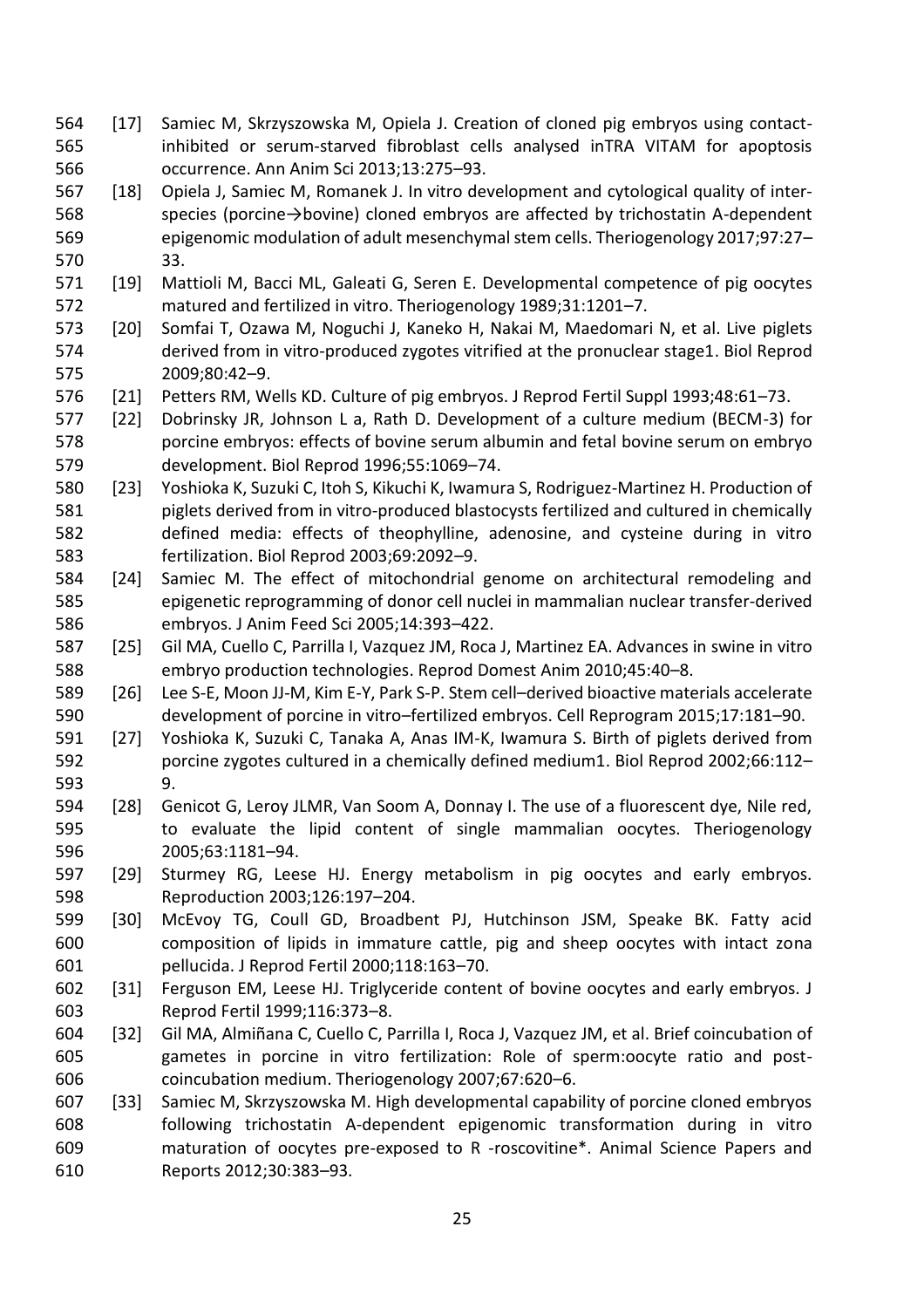[17] Samiec M, Skrzyszowska M, Opiela J. Creation of cloned pig embryos using contact-inhibited or serum-starved fibroblast cells analysed inTRA VITAM for apoptosis occurrence. Ann Anim Sci 2013;13:275–93.

[18] Opiela J, Samiec M, Romanek J. In vitro development and cytological quality of inter-species (porcine→bovine) cloned embryos are affected by trichostatin A-dependent epigenomic modulation of adult mesenchymal stem cells. Theriogenology 2017;97:27–33.

[19] Mattioli M, Bacci ML, Galeati G, Seren E. Developmental competence of pig oocytes matured and fertilized in vitro. Theriogenology 1989;31:1201–7.

[20] Somfai T, Ozawa M, Noguchi J, Kaneko H, Nakai M, Maedomari N, et al. Live piglets derived from in vitro-produced zygotes vitrified at the pronuclear stage1. Biol Reprod 2009;80:42–9.

[21] Petters RM, Wells KD. Culture of pig embryos. J Reprod Fertil Suppl 1993;48:61–73.

[22] Dobrinsky JR, Johnson L a, Rath D. Development of a culture medium (BECM-3) for porcine embryos: effects of bovine serum albumin and fetal bovine serum on embryo development. Biol Reprod 1996;55:1069–74.

[23] Yoshioka K, Suzuki C, Itoh S, Kikuchi K, Iwamura S, Rodriguez-Martinez H. Production of piglets derived from in vitro-produced blastocysts fertilized and cultured in chemically defined media: effects of theophylline, adenosine, and cysteine during in vitro fertilization. Biol Reprod 2003;69:2092–9.

[24] Samiec M. The effect of mitochondrial genome on architectural remodeling and epigenetic reprogramming of donor cell nuclei in mammalian nuclear transfer-derived embryos. J Anim Feed Sci 2005;14:393–422.

[25] Gil MA, Cuello C, Parrilla I, Vazquez JM, Roca J, Martinez EA. Advances in swine in vitro embryo production technologies. Reprod Domest Anim 2010;45:40–8.

[26] Lee S-E, Moon JJ-M, Kim E-Y, Park S-P. Stem cell–derived bioactive materials accelerate development of porcine in vitro–fertilized embryos. Cell Reprogram 2015;17:181–90.

[27] Yoshioka K, Suzuki C, Tanaka A, Anas IM-K, Iwamura S. Birth of piglets derived from porcine zygotes cultured in a chemically defined medium1. Biol Reprod 2002;66:112–9.

[28] Genicot G, Leroy JLMR, Van Soom A, Donnay I. The use of a fluorescent dye, Nile red, to evaluate the lipid content of single mammalian oocytes. Theriogenology 2005;63:1181–94.

[29] Sturmey RG, Leese HJ. Energy metabolism in pig oocytes and early embryos. Reproduction 2003;126:197–204.

[30] McEvoy TG, Coull GD, Broadbent PJ, Hutchinson JSM, Speake BK. Fatty acid composition of lipids in immature cattle, pig and sheep oocytes with intact zona pellucida. J Reprod Fertil 2000;118:163–70.

[31] Ferguson EM, Leese HJ. Triglyceride content of bovine oocytes and early embryos. J Reprod Fertil 1999;116:373–8.

[32] Gil MA, Almiñana C, Cuello C, Parrilla I, Roca J, Vazquez JM, et al. Brief coincubation of gametes in porcine in vitro fertilization: Role of sperm:oocyte ratio and post-coincubation medium. Theriogenology 2007;67:620–6.

[33] Samiec M, Skrzyszowska M. High developmental capability of porcine cloned embryos following trichostatin A-dependent epigenomic transformation during in vitro maturation of oocytes pre-exposed to R -roscovitine*. Animal Science Papers and Reports 2012;30:383–93.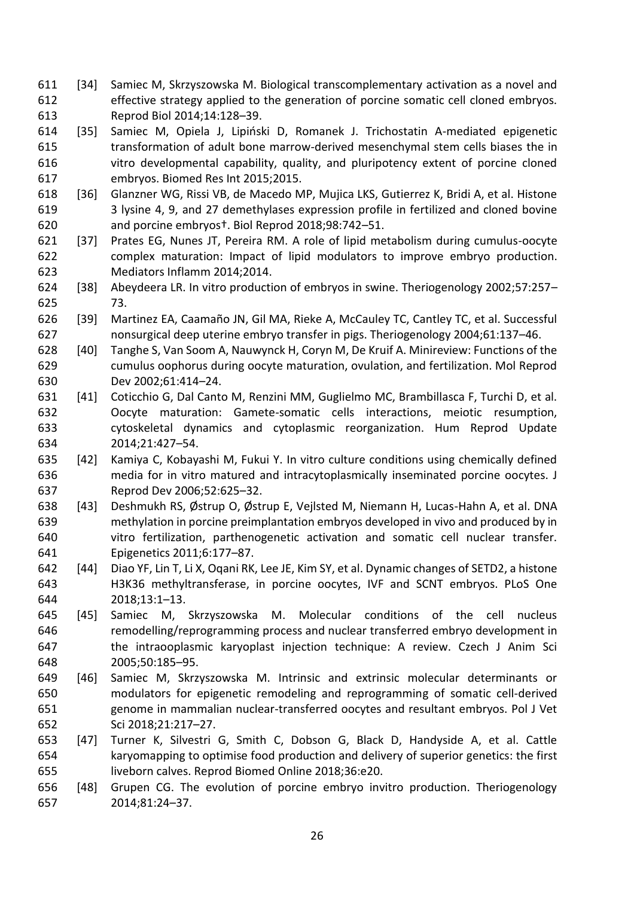[34] Samiec M, Skrzyszowska M. Biological transcomplementary activation as a novel and effective strategy applied to the generation of porcine somatic cell cloned embryos. Reprod Biol 2014;14:128–39.

[35] Samiec M, Opiela J, Lipiński D, Romanek J. Trichostatin A-mediated epigenetic transformation of adult bone marrow-derived mesenchymal stem cells biases the in vitro developmental capability, quality, and pluripotency extent of porcine cloned embryos. Biomed Res Int 2015;2015.

[36] Glanzner WG, Rissi VB, de Macedo MP, Mujica LKS, Gutierrez K, Bridi A, et al. Histone 3 lysine 4, 9, and 27 demethylases expression profile in fertilized and cloned bovine and porcine embryos†. Biol Reprod 2018;98:742–51.

[37] Prates EG, Nunes JT, Pereira RM. A role of lipid metabolism during cumulus-oocyte complex maturation: Impact of lipid modulators to improve embryo production. Mediators Inflamm 2014;2014.

[38] Abeydeera LR. In vitro production of embryos in swine. Theriogenology 2002;57:257–73.

[39] Martinez EA, Caamaño JN, Gil MA, Rieke A, McCauley TC, Cantley TC, et al. Successful nonsurgical deep uterine embryo transfer in pigs. Theriogenology 2004;61:137–46.

[40] Tanghe S, Van Soom A, Nauwynck H, Coryn M, De Kruif A. Minireview: Functions of the cumulus oophorus during oocyte maturation, ovulation, and fertilization. Mol Reprod Dev 2002;61:414–24.

[41] Coticchio G, Dal Canto M, Renzini MM, Guglielmo MC, Brambillasca F, Turchi D, et al. Oocyte maturation: Gamete-somatic cells interactions, meiotic resumption, cytoskeletal dynamics and cytoplasmic reorganization. Hum Reprod Update 2014;21:427–54.

[42] Kamiya C, Kobayashi M, Fukui Y. In vitro culture conditions using chemically defined media for in vitro matured and intracytoplasmically inseminated porcine oocytes. J Reprod Dev 2006;52:625–32.

[43] Deshmukh RS, Østrup O, Østrup E, Vejlsted M, Niemann H, Lucas-Hahn A, et al. DNA methylation in porcine preimplantation embryos developed in vivo and produced by in vitro fertilization, parthenogenetic activation and somatic cell nuclear transfer. Epigenetics 2011;6:177–87.

[44] Diao YF, Lin T, Li X, Oqani RK, Lee JE, Kim SY, et al. Dynamic changes of SETD2, a histone H3K36 methyltransferase, in porcine oocytes, IVF and SCNT embryos. PLoS One 2018;13:1–13.

[45] Samiec M, Skrzyszowska M. Molecular conditions of the cell nucleus remodelling/reprogramming process and nuclear transferred embryo development in the intraooplasmic karyoplast injection technique: A review. Czech J Anim Sci 2005;50:185–95.

[46] Samiec M, Skrzyszowska M. Intrinsic and extrinsic molecular determinants or modulators for epigenetic remodeling and reprogramming of somatic cell-derived genome in mammalian nuclear-transferred oocytes and resultant embryos. Pol J Vet Sci 2018;21:217–27.

[47] Turner K, Silvestri G, Smith C, Dobson G, Black D, Handyside A, et al. Cattle karyomapping to optimise food production and delivery of superior genetics: the first liveborn calves. Reprod Biomed Online 2018;36:e20.

[48] Grupen CG. The evolution of porcine embryo invitro production. Theriogenology 2014;81:24–37.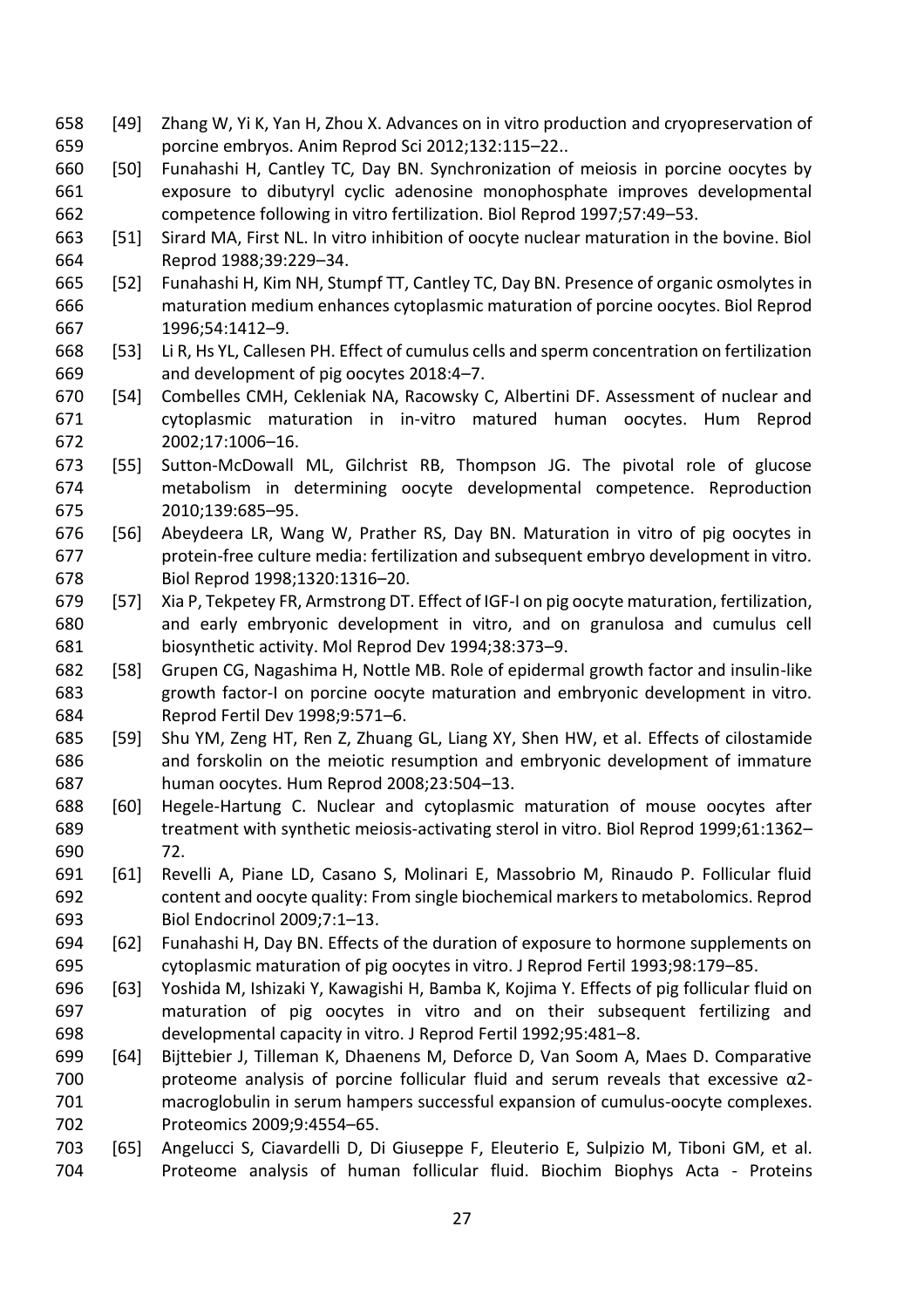[49] Zhang W, Yi K, Yan H, Zhou X. Advances on in vitro production and cryopreservation of porcine embryos. Anim Reprod Sci 2012;132:115–22..

[50] Funahashi H, Cantley TC, Day BN. Synchronization of meiosis in porcine oocytes by exposure to dibutyryl cyclic adenosine monophosphate improves developmental competence following in vitro fertilization. Biol Reprod 1997;57:49–53.

[51] Sirard MA, First NL. In vitro inhibition of oocyte nuclear maturation in the bovine. Biol Reprod 1988;39:229–34.

[52] Funahashi H, Kim NH, Stumpf TT, Cantley TC, Day BN. Presence of organic osmolytes in maturation medium enhances cytoplasmic maturation of porcine oocytes. Biol Reprod 1996;54:1412–9.

[53] Li R, Hs YL, Callesen PH. Effect of cumulus cells and sperm concentration on fertilization and development of pig oocytes 2018:4–7.

[54] Combelles CMH, Cekleniak NA, Racowsky C, Albertini DF. Assessment of nuclear and cytoplasmic maturation in in-vitro matured human oocytes. Hum Reprod 2002;17:1006–16.

[55] Sutton-McDowall ML, Gilchrist RB, Thompson JG. The pivotal role of glucose metabolism in determining oocyte developmental competence. Reproduction 2010;139:685–95.

[56] Abeydeera LR, Wang W, Prather RS, Day BN. Maturation in vitro of pig oocytes in protein-free culture media: fertilization and subsequent embryo development in vitro. Biol Reprod 1998;1320:1316–20.

[57] Xia P, Tekpetey FR, Armstrong DT. Effect of IGF-I on pig oocyte maturation, fertilization, and early embryonic development in vitro, and on granulosa and cumulus cell biosynthetic activity. Mol Reprod Dev 1994;38:373–9.

[58] Grupen CG, Nagashima H, Nottle MB. Role of epidermal growth factor and insulin-like growth factor-I on porcine oocyte maturation and embryonic development in vitro. Reprod Fertil Dev 1998;9:571–6.

[59] Shu YM, Zeng HT, Ren Z, Zhuang GL, Liang XY, Shen HW, et al. Effects of cilostamide and forskolin on the meiotic resumption and embryonic development of immature human oocytes. Hum Reprod 2008;23:504–13.

[60] Hegele-Hartung C. Nuclear and cytoplasmic maturation of mouse oocytes after treatment with synthetic meiosis-activating sterol in vitro. Biol Reprod 1999;61:1362–72.

[61] Revelli A, Piane LD, Casano S, Molinari E, Massobrio M, Rinaudo P. Follicular fluid content and oocyte quality: From single biochemical markers to metabolomics. Reprod Biol Endocrinol 2009;7:1–13.

[62] Funahashi H, Day BN. Effects of the duration of exposure to hormone supplements on cytoplasmic maturation of pig oocytes in vitro. J Reprod Fertil 1993;98:179–85.

[63] Yoshida M, Ishizaki Y, Kawagishi H, Bamba K, Kojima Y. Effects of pig follicular fluid on maturation of pig oocytes in vitro and on their subsequent fertilizing and developmental capacity in vitro. J Reprod Fertil 1992;95:481–8.

[64] Bijttebier J, Tilleman K, Dhaenens M, Deforce D, Van Soom A, Maes D. Comparative proteome analysis of porcine follicular fluid and serum reveals that excessive α2-macroglobulin in serum hampers successful expansion of cumulus-oocyte complexes. Proteomics 2009;9:4554–65.

[65] Angelucci S, Ciavardelli D, Di Giuseppe F, Eleuterio E, Sulpizio M, Tiboni GM, et al. Proteome analysis of human follicular fluid. Biochim Biophys Acta - Proteins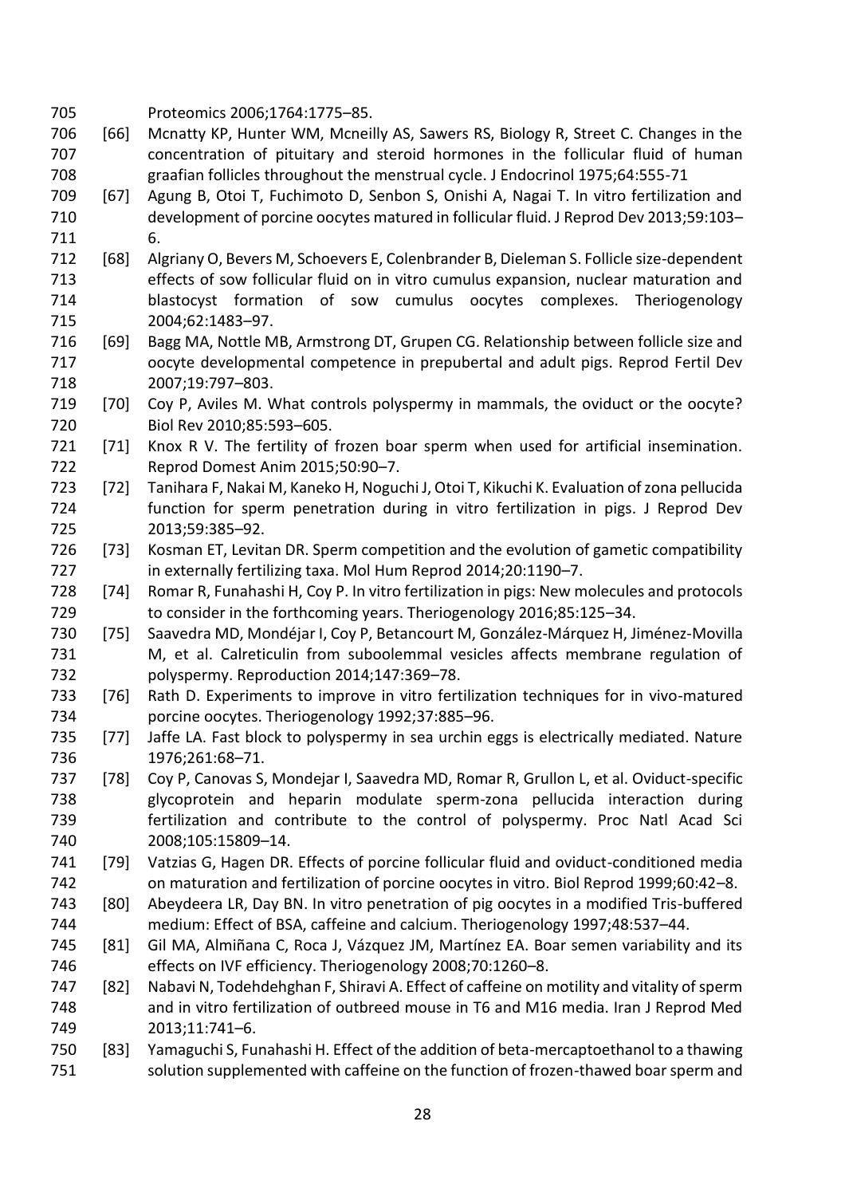Proteomics 2006;1764:1775–85.

[66] Mcnatty KP, Hunter WM, Mcneilly AS, Sawers RS, Biology R, Street C. Changes in the concentration of pituitary and steroid hormones in the follicular fluid of human graafian follicles throughout the menstrual cycle. J Endocrinol 1975;64:555-71

[67] Agung B, Otoi T, Fuchimoto D, Senbon S, Onishi A, Nagai T. In vitro fertilization and development of porcine oocytes matured in follicular fluid. J Reprod Dev 2013;59:103–6.

[68] Algriany O, Bevers M, Schoevers E, Colenbrander B, Dieleman S. Follicle size-dependent effects of sow follicular fluid on in vitro cumulus expansion, nuclear maturation and blastocyst formation of sow cumulus oocytes complexes. Theriogenology 2004;62:1483–97.

[69] Bagg MA, Nottle MB, Armstrong DT, Grupen CG. Relationship between follicle size and oocyte developmental competence in prepubertal and adult pigs. Reprod Fertil Dev 2007;19:797–803.

[70] Coy P, Aviles M. What controls polyspermy in mammals, the oviduct or the oocyte? Biol Rev 2010;85:593–605.

[71] Knox R V. The fertility of frozen boar sperm when used for artificial insemination. Reprod Domest Anim 2015;50:90–7.

[72] Tanihara F, Nakai M, Kaneko H, Noguchi J, Otoi T, Kikuchi K. Evaluation of zona pellucida function for sperm penetration during in vitro fertilization in pigs. J Reprod Dev 2013;59:385–92.

[73] Kosman ET, Levitan DR. Sperm competition and the evolution of gametic compatibility in externally fertilizing taxa. Mol Hum Reprod 2014;20:1190–7.

[74] Romar R, Funahashi H, Coy P. In vitro fertilization in pigs: New molecules and protocols to consider in the forthcoming years. Theriogenology 2016;85:125–34.

[75] Saavedra MD, Mondéjar I, Coy P, Betancourt M, González-Márquez H, Jiménez-Movilla M, et al. Calreticulin from suboolemmal vesicles affects membrane regulation of polyspermy. Reproduction 2014;147:369–78.

[76] Rath D. Experiments to improve in vitro fertilization techniques for in vivo-matured porcine oocytes. Theriogenology 1992;37:885–96.

[77] Jaffe LA. Fast block to polyspermy in sea urchin eggs is electrically mediated. Nature 1976;261:68–71.

[78] Coy P, Canovas S, Mondejar I, Saavedra MD, Romar R, Grullon L, et al. Oviduct-specific glycoprotein and heparin modulate sperm-zona pellucida interaction during fertilization and contribute to the control of polyspermy. Proc Natl Acad Sci 2008;105:15809–14.

[79] Vatzias G, Hagen DR. Effects of porcine follicular fluid and oviduct-conditioned media on maturation and fertilization of porcine oocytes in vitro. Biol Reprod 1999;60:42–8.

[80] Abeydeera LR, Day BN. In vitro penetration of pig oocytes in a modified Tris-buffered medium: Effect of BSA, caffeine and calcium. Theriogenology 1997;48:537–44.

[81] Gil MA, Almiñana C, Roca J, Vázquez JM, Martínez EA. Boar semen variability and its effects on IVF efficiency. Theriogenology 2008;70:1260–8.

[82] Nabavi N, Todehdehghan F, Shiravi A. Effect of caffeine on motility and vitality of sperm and in vitro fertilization of outbreed mouse in T6 and M16 media. Iran J Reprod Med 2013;11:741–6.

[83] Yamaguchi S, Funahashi H. Effect of the addition of beta-mercaptoethanol to a thawing solution supplemented with caffeine on the function of frozen-thawed boar sperm and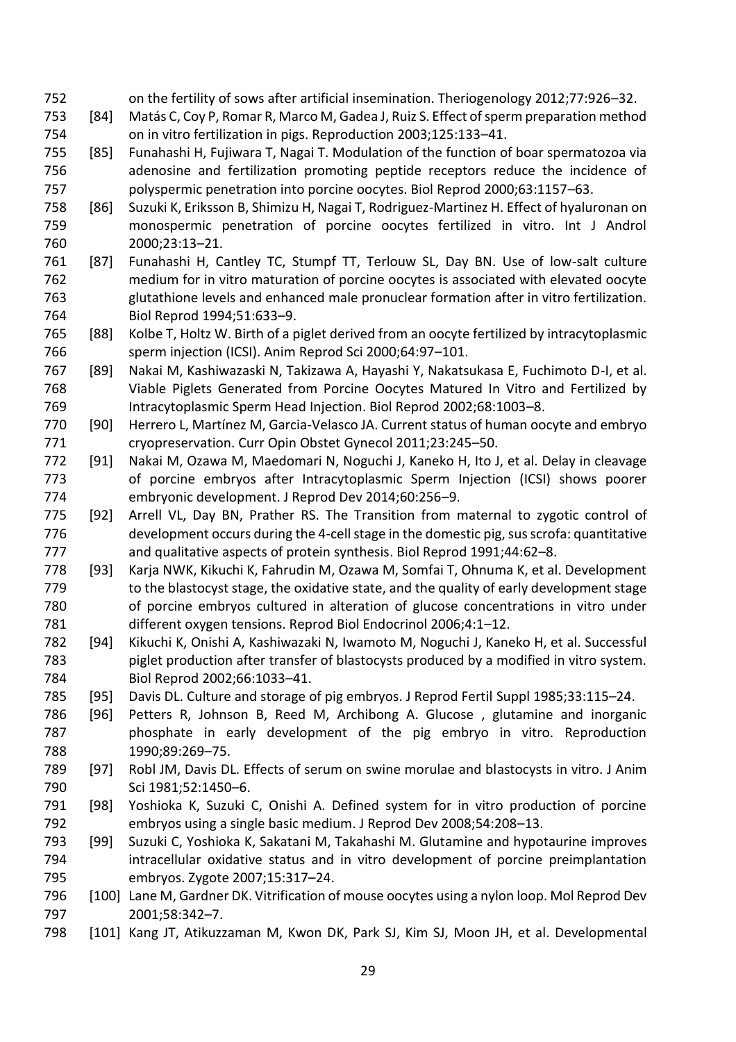on the fertility of sows after artificial insemination. Theriogenology 2012;77:926–32.

[84] Matás C, Coy P, Romar R, Marco M, Gadea J, Ruiz S. Effect of sperm preparation method on in vitro fertilization in pigs. Reproduction 2003;125:133–41.

[85] Funahashi H, Fujiwara T, Nagai T. Modulation of the function of boar spermatozoa via adenosine and fertilization promoting peptide receptors reduce the incidence of polyspermic penetration into porcine oocytes. Biol Reprod 2000;63:1157–63.

[86] Suzuki K, Eriksson B, Shimizu H, Nagai T, Rodriguez-Martinez H. Effect of hyaluronan on monospermic penetration of porcine oocytes fertilized in vitro. Int J Androl 2000;23:13–21.

[87] Funahashi H, Cantley TC, Stumpf TT, Terlouw SL, Day BN. Use of low-salt culture medium for in vitro maturation of porcine oocytes is associated with elevated oocyte glutathione levels and enhanced male pronuclear formation after in vitro fertilization. Biol Reprod 1994;51:633–9.

[88] Kolbe T, Holtz W. Birth of a piglet derived from an oocyte fertilized by intracytoplasmic sperm injection (ICSI). Anim Reprod Sci 2000;64:97–101.

[89] Nakai M, Kashiwazaski N, Takizawa A, Hayashi Y, Nakatsukasa E, Fuchimoto D-I, et al. Viable Piglets Generated from Porcine Oocytes Matured In Vitro and Fertilized by Intracytoplasmic Sperm Head Injection. Biol Reprod 2002;68:1003–8.

[90] Herrero L, Martínez M, Garcia-Velasco JA. Current status of human oocyte and embryo cryopreservation. Curr Opin Obstet Gynecol 2011;23:245–50.

[91] Nakai M, Ozawa M, Maedomari N, Noguchi J, Kaneko H, Ito J, et al. Delay in cleavage of porcine embryos after Intracytoplasmic Sperm Injection (ICSI) shows poorer embryonic development. J Reprod Dev 2014;60:256–9.

[92] Arrell VL, Day BN, Prather RS. The Transition from maternal to zygotic control of development occurs during the 4-cell stage in the domestic pig, sus scrofa: quantitative and qualitative aspects of protein synthesis. Biol Reprod 1991;44:62–8.

[93] Karja NWK, Kikuchi K, Fahrudin M, Ozawa M, Somfai T, Ohnuma K, et al. Development to the blastocyst stage, the oxidative state, and the quality of early development stage of porcine embryos cultured in alteration of glucose concentrations in vitro under different oxygen tensions. Reprod Biol Endocrinol 2006;4:1–12.

[94] Kikuchi K, Onishi A, Kashiwazaki N, Iwamoto M, Noguchi J, Kaneko H, et al. Successful piglet production after transfer of blastocysts produced by a modified in vitro system. Biol Reprod 2002;66:1033–41.

[95] Davis DL. Culture and storage of pig embryos. J Reprod Fertil Suppl 1985;33:115–24.

[96] Petters R, Johnson B, Reed M, Archibong A. Glucose , glutamine and inorganic phosphate in early development of the pig embryo in vitro. Reproduction 1990;89:269–75.

[97] Robl JM, Davis DL. Effects of serum on swine morulae and blastocysts in vitro. J Anim Sci 1981;52:1450–6.

[98] Yoshioka K, Suzuki C, Onishi A. Defined system for in vitro production of porcine embryos using a single basic medium. J Reprod Dev 2008;54:208–13.

[99] Suzuki C, Yoshioka K, Sakatani M, Takahashi M. Glutamine and hypotaurine improves intracellular oxidative status and in vitro development of porcine preimplantation embryos. Zygote 2007;15:317–24.

[100] Lane M, Gardner DK. Vitrification of mouse oocytes using a nylon loop. Mol Reprod Dev 2001;58:342–7.

[101] Kang JT, Atikuzzaman M, Kwon DK, Park SJ, Kim SJ, Moon JH, et al. Developmental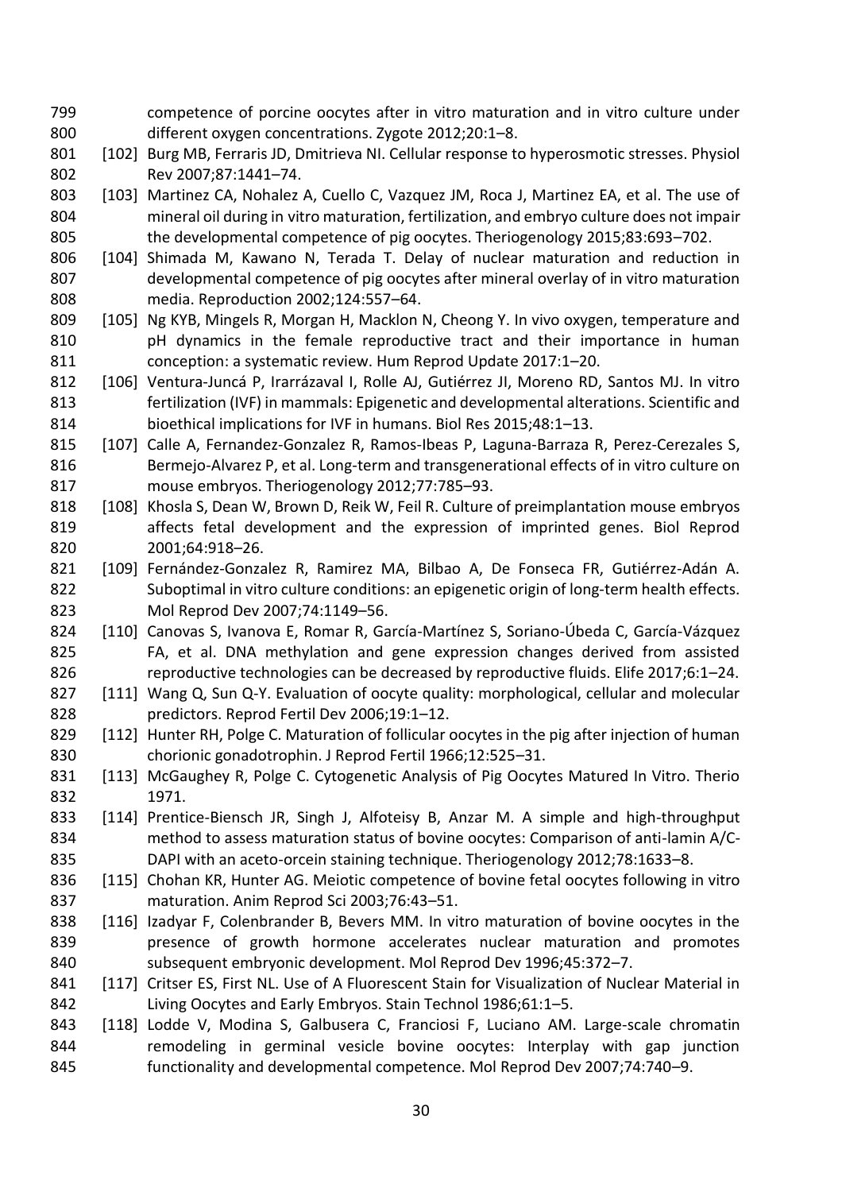competence of porcine oocytes after in vitro maturation and in vitro culture under different oxygen concentrations. Zygote 2012;20:1–8.

[102] Burg MB, Ferraris JD, Dmitrieva NI. Cellular response to hyperosmotic stresses. Physiol Rev 2007;87:1441–74.

[103] Martinez CA, Nohalez A, Cuello C, Vazquez JM, Roca J, Martinez EA, et al. The use of mineral oil during in vitro maturation, fertilization, and embryo culture does not impair the developmental competence of pig oocytes. Theriogenology 2015;83:693–702.

[104] Shimada M, Kawano N, Terada T. Delay of nuclear maturation and reduction in developmental competence of pig oocytes after mineral overlay of in vitro maturation media. Reproduction 2002;124:557–64.

[105] Ng KYB, Mingels R, Morgan H, Macklon N, Cheong Y. In vivo oxygen, temperature and pH dynamics in the female reproductive tract and their importance in human conception: a systematic review. Hum Reprod Update 2017:1–20.

[106] Ventura-Juncá P, Irarrázaval I, Rolle AJ, Gutiérrez JI, Moreno RD, Santos MJ. In vitro fertilization (IVF) in mammals: Epigenetic and developmental alterations. Scientific and bioethical implications for IVF in humans. Biol Res 2015;48:1–13.

[107] Calle A, Fernandez-Gonzalez R, Ramos-Ibeas P, Laguna-Barraza R, Perez-Cerezales S, Bermejo-Alvarez P, et al. Long-term and transgenerational effects of in vitro culture on mouse embryos. Theriogenology 2012;77:785–93.

[108] Khosla S, Dean W, Brown D, Reik W, Feil R. Culture of preimplantation mouse embryos affects fetal development and the expression of imprinted genes. Biol Reprod 2001;64:918–26.

[109] Fernández-Gonzalez R, Ramirez MA, Bilbao A, De Fonseca FR, Gutiérrez-Adán A. Suboptimal in vitro culture conditions: an epigenetic origin of long-term health effects. Mol Reprod Dev 2007;74:1149–56.

[110] Canovas S, Ivanova E, Romar R, García-Martínez S, Soriano-Úbeda C, García-Vázquez FA, et al. DNA methylation and gene expression changes derived from assisted reproductive technologies can be decreased by reproductive fluids. Elife 2017;6:1–24.

[111] Wang Q, Sun Q-Y. Evaluation of oocyte quality: morphological, cellular and molecular predictors. Reprod Fertil Dev 2006;19:1–12.

[112] Hunter RH, Polge C. Maturation of follicular oocytes in the pig after injection of human chorionic gonadotrophin. J Reprod Fertil 1966;12:525–31.

[113] McGaughey R, Polge C. Cytogenetic Analysis of Pig Oocytes Matured In Vitro. Therio 1971.

[114] Prentice-Biensch JR, Singh J, Alfoteisy B, Anzar M. A simple and high-throughput method to assess maturation status of bovine oocytes: Comparison of anti-lamin A/C-DAPI with an aceto-orcein staining technique. Theriogenology 2012;78:1633–8.

[115] Chohan KR, Hunter AG. Meiotic competence of bovine fetal oocytes following in vitro maturation. Anim Reprod Sci 2003;76:43–51.

[116] Izadyar F, Colenbrander B, Bevers MM. In vitro maturation of bovine oocytes in the presence of growth hormone accelerates nuclear maturation and promotes subsequent embryonic development. Mol Reprod Dev 1996;45:372–7.

[117] Critser ES, First NL. Use of A Fluorescent Stain for Visualization of Nuclear Material in Living Oocytes and Early Embryos. Stain Technol 1986;61:1–5.

[118] Lodde V, Modina S, Galbusera C, Franciosi F, Luciano AM. Large-scale chromatin remodeling in germinal vesicle bovine oocytes: Interplay with gap junction functionality and developmental competence. Mol Reprod Dev 2007;74:740–9.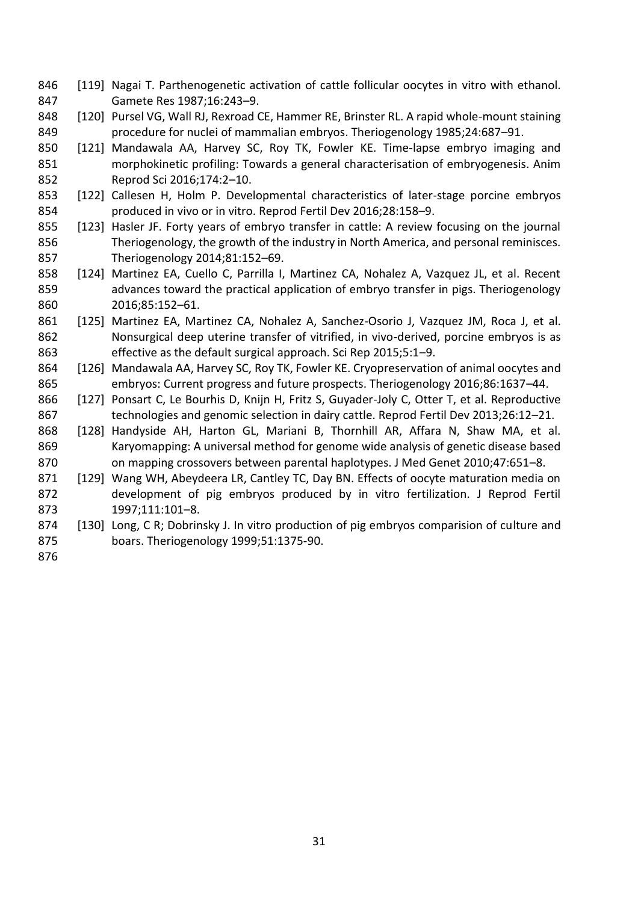[119] Nagai T. Parthenogenetic activation of cattle follicular oocytes in vitro with ethanol. Gamete Res 1987;16:243–9.

[120] Pursel VG, Wall RJ, Rexroad CE, Hammer RE, Brinster RL. A rapid whole-mount staining procedure for nuclei of mammalian embryos. Theriogenology 1985;24:687–91.

[121] Mandawala AA, Harvey SC, Roy TK, Fowler KE. Time-lapse embryo imaging and morphokinetic profiling: Towards a general characterisation of embryogenesis. Anim Reprod Sci 2016;174:2–10.

[122] Callesen H, Holm P. Developmental characteristics of later-stage porcine embryos produced in vivo or in vitro. Reprod Fertil Dev 2016;28:158–9.

[123] Hasler JF. Forty years of embryo transfer in cattle: A review focusing on the journal Theriogenology, the growth of the industry in North America, and personal reminisces. Theriogenology 2014;81:152–69.

[124] Martinez EA, Cuello C, Parrilla I, Martinez CA, Nohalez A, Vazquez JL, et al. Recent advances toward the practical application of embryo transfer in pigs. Theriogenology 2016;85:152–61.

[125] Martinez EA, Martinez CA, Nohalez A, Sanchez-Osorio J, Vazquez JM, Roca J, et al. Nonsurgical deep uterine transfer of vitrified, in vivo-derived, porcine embryos is as effective as the default surgical approach. Sci Rep 2015;5:1–9.

[126] Mandawala AA, Harvey SC, Roy TK, Fowler KE. Cryopreservation of animal oocytes and embryos: Current progress and future prospects. Theriogenology 2016;86:1637–44.

[127] Ponsart C, Le Bourhis D, Knijn H, Fritz S, Guyader-Joly C, Otter T, et al. Reproductive technologies and genomic selection in dairy cattle. Reprod Fertil Dev 2013;26:12–21.

[128] Handyside AH, Harton GL, Mariani B, Thornhill AR, Affara N, Shaw MA, et al. Karyomapping: A universal method for genome wide analysis of genetic disease based on mapping crossovers between parental haplotypes. J Med Genet 2010;47:651–8.

[129] Wang WH, Abeydeera LR, Cantley TC, Day BN. Effects of oocyte maturation media on development of pig embryos produced by in vitro fertilization. J Reprod Fertil 1997;111:101–8.

[130] Long, C R; Dobrinsky J. In vitro production of pig embryos comparision of culture and boars. Theriogenology 1999;51:1375-90.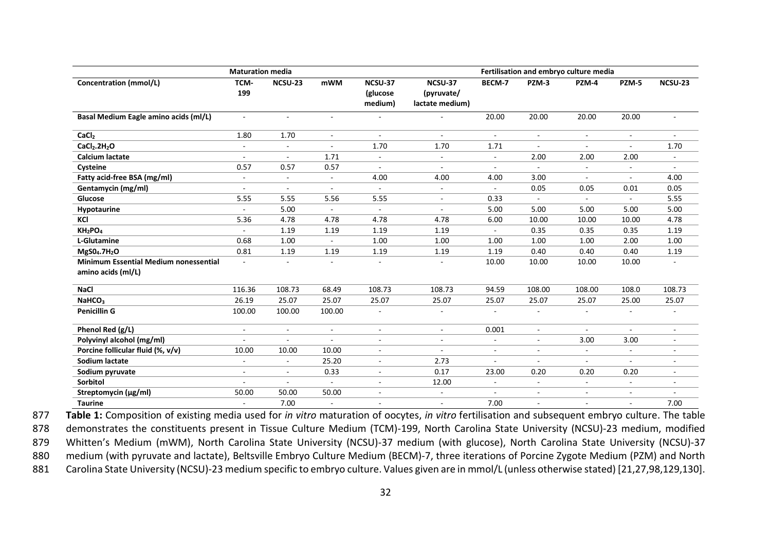| | Maturation media | | | Fertilisation and embryo culture media | | | | | | |
|---|---|---|---|---|---|---|---|---|---|---|
| **Concentration (mmol/L)** | **TCM-199** | **NCSU-23** | **mWM** | **NCSU-37 (glucose medium)** | **NCSU-37 (pyruvate/ lactate medium)** | **BECM-7** | **PZM-3** | **PZM-4** | **PZM-5** | **NCSU-23** |
| **Basal Medium Eagle amino acids (ml/L)** | - | - | - | - | - | 20.00 | 20.00 | 20.00 | 20.00 | - |
| **$CaCl_2$** | 1.80 | 1.70 | - | - | - | - | - | - | - | - |
| **$CaCl_2.2H_2O$** | - | - | - | 1.70 | 1.70 | 1.71 | - | - | - | 1.70 |
| **Calcium lactate** | - | - | 1.71 | - | - | - | 2.00 | 2.00 | 2.00 | - |
| **Cysteine** | 0.57 | 0.57 | 0.57 | - | - | - | - | - | - | - |
| **Fatty acid-free BSA (mg/ml)** | - | - | - | 4.00 | 4.00 | 4.00 | 3.00 | - | - | 4.00 |
| **Gentamycin (mg/ml)** | - | - | - | - | - | - | 0.05 | 0.05 | 0.01 | 0.05 |
| **Glucose** | 5.55 | 5.55 | 5.56 | 5.55 | - | 0.33 | - | - | - | 5.55 |
| **Hypotaurine** | - | 5.00 | - | - | - | 5.00 | 5.00 | 5.00 | 5.00 | 5.00 |
| **KCl** | 5.36 | 4.78 | 4.78 | 4.78 | 4.78 | 6.00 | 10.00 | 10.00 | 10.00 | 4.78 |
| **$KH_2PO_4$** | - | 1.19 | 1.19 | 1.19 | 1.19 | - | 0.35 | 0.35 | 0.35 | 1.19 |
| **L-Glutamine** | 0.68 | 1.00 | - | 1.00 | 1.00 | 1.00 | 1.00 | 1.00 | 2.00 | 1.00 |
| **$MgS0_4.7H_2O$** | 0.81 | 1.19 | 1.19 | 1.19 | 1.19 | 1.19 | 0.40 | 0.40 | 0.40 | 1.19 |
| **Minimum Essential Medium nonessential amino acids (ml/L)** | - | - | - | - | - | 10.00 | 10.00 | 10.00 | 10.00 | - |
| **NaCl** | 116.36 | 108.73 | 68.49 | 108.73 | 108.73 | 94.59 | 108.00 | 108.00 | 108.0 | 108.73 |
| **$NaHCO_3$** | 26.19 | 25.07 | 25.07 | 25.07 | 25.07 | 25.07 | 25.07 | 25.07 | 25.00 | 25.07 |
| **Penicillin G** | 100.00 | 100.00 | 100.00 | - | - | - | - | - | - | - |
| **Phenol Red (g/L)** | - | - | - | - | - | 0.001 | - | - | - | - |
| **Polyvinyl alcohol (mg/ml)** | - | - | - | - | - | - | - | 3.00 | 3.00 | - |
| **Porcine follicular fluid (%, v/v)** | 10.00 | 10.00 | 10.00 | - | - | - | - | - | - | - |
| **Sodium lactate** | - | - | 25.20 | - | 2.73 | - | - | - | - | - |
| **Sodium pyruvate** | - | - | 0.33 | - | 0.17 | 23.00 | 0.20 | 0.20 | 0.20 | - |
| **Sorbitol** | - | - | - | - | 12.00 | - | - | - | - | - |
| **Streptomycin (µg/ml)** | 50.00 | 50.00 | 50.00 | - | - | - | - | - | - | - |
| **Taurine** | - | 7.00 | - | - | - | 7.00 | - | - | - | 7.00 |

**Table 1:** Composition of existing media used for *in vitro* maturation of oocytes, *in vitro* fertilisation and subsequent embryo culture. The table demonstrates the constituents present in Tissue Culture Medium (TCM)-199, North Carolina State University (NCSU)-23 medium, modified Whitten's Medium (mWM), North Carolina State University (NCSU)-37 medium (with glucose), North Carolina State University (NCSU)-37 medium (with pyruvate and lactate), Beltsville Embryo Culture Medium (BECM)-7, three iterations of Porcine Zygote Medium (PZM) and North Carolina State University (NCSU)-23 medium specific to embryo culture. Values given are in mmol/L (unless otherwise stated) [21,27,98,129,130].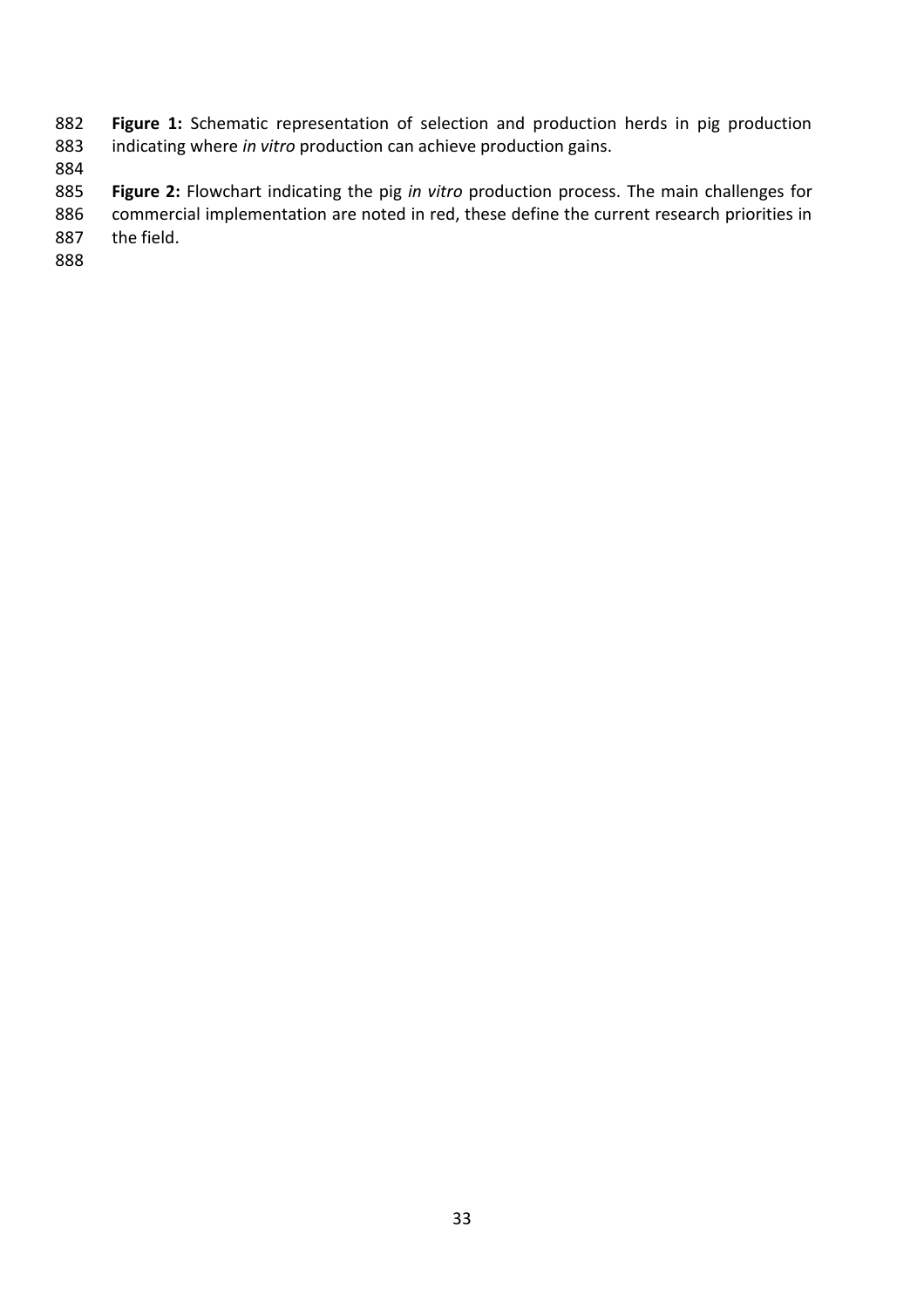**Figure 1:** Schematic representation of selection and production herds in pig production indicating where *in vitro* production can achieve production gains.

**Figure 2:** Flowchart indicating the pig *in vitro* production process. The main challenges for commercial implementation are noted in red, these define the current research priorities in the field.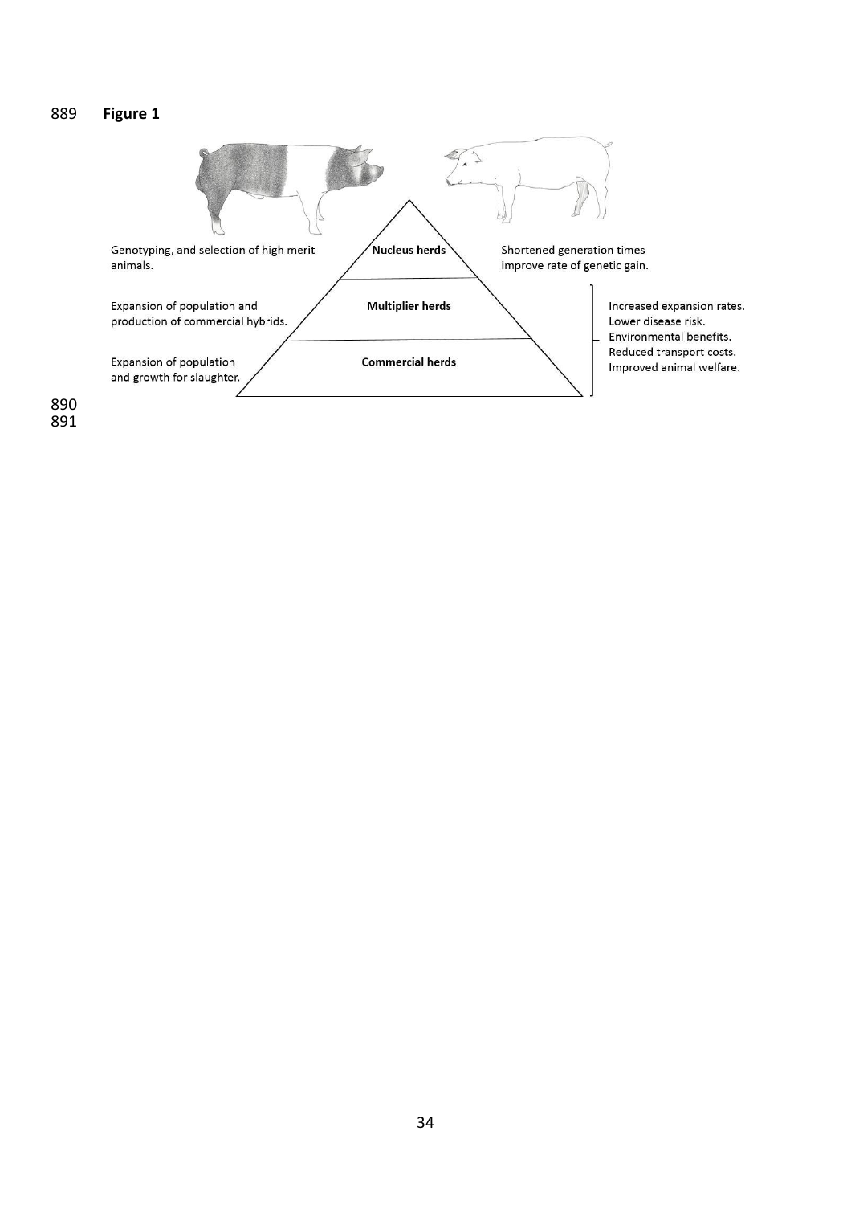**Figure 1**

Genotyping, and selection of high merit animals.

**Nucleus herds**

Shortened generation times improve rate of genetic gain.

Expansion of population and production of commercial hybrids.

**Multiplier herds**

Expansion of population and growth for slaughter.

**Commercial herds**

Increased expansion rates.
Lower disease risk.
Environmental benefits.
Reduced transport costs.
Improved animal welfare.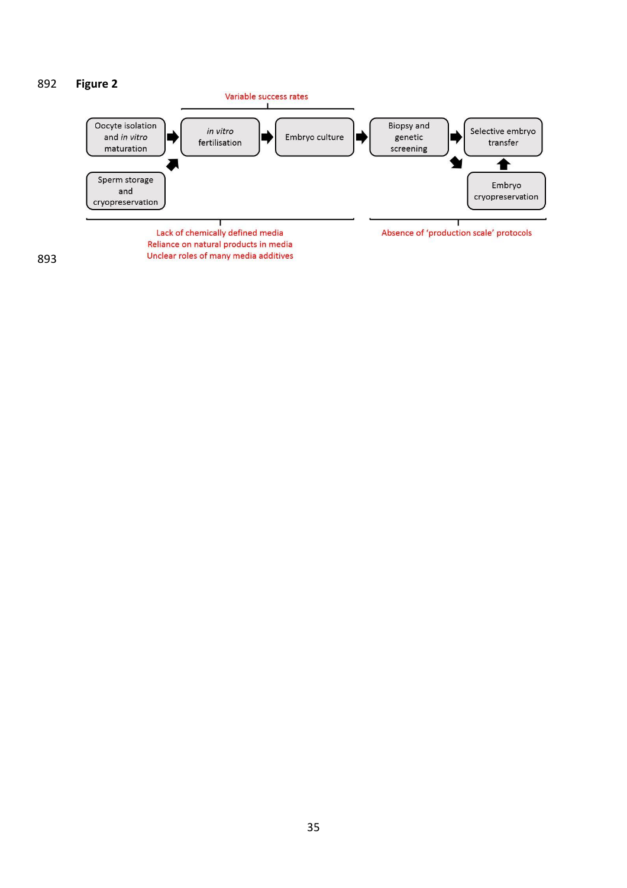**Figure 2**

Variable success rates

Oocyte isolation and *in vitro* maturation

*in vitro* fertilisation

Embryo culture

Biopsy and genetic screening

Selective embryo transfer

Sperm storage and cryopreservation

Embryo cryopreservation

Lack of chemically defined media
Reliance on natural products in media
Unclear roles of many media additives

Absence of 'production scale' protocols